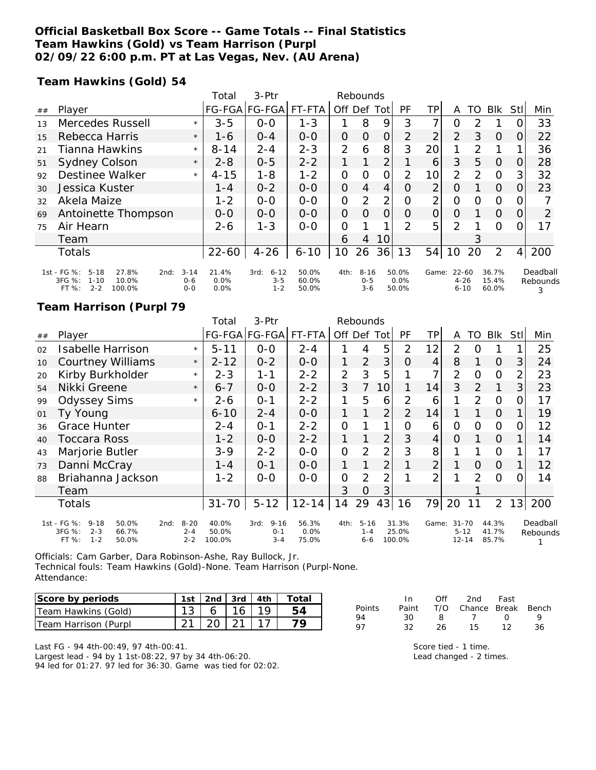**Official Basketball Box Score -- Game Totals -- Final Statistics**
**Team Hawkins (Gold) vs Team Harrison (Purpl**
**02/09/22 6:00 p.m. PT at Las Vegas, Nev. (AU Arena)**

**Team Hawkins (Gold) 54**

| ## | Player | | Total FG-FGA | 3-Ptr FG-FGA | FT-FTA | Rebounds Off | Def | Tot | PF | TP | A | TO | Blk | Stl | Min |
|---|---|---|---|---|---|---|---|---|---|---|---|---|---|---|---|
| 13 | Mercedes Russell | * | 3-5 | 0-0 | 1-3 | 1 | 8 | 9 | 3 | 7 | 0 | 2 | 1 | 0 | 33 |
| 15 | Rebecca Harris | * | 1-6 | 0-4 | 0-0 | 0 | 0 | 0 | 2 | 2 | 2 | 3 | 0 | 0 | 22 |
| 21 | Tianna Hawkins | * | 8-14 | 2-4 | 2-3 | 2 | 6 | 8 | 3 | 20 | 1 | 2 | 1 | 1 | 36 |
| 51 | Sydney Colson | * | 2-8 | 0-5 | 2-2 | 1 | 1 | 2 | 1 | 6 | 3 | 5 | 0 | 0 | 28 |
| 92 | Destinee Walker | * | 4-15 | 1-8 | 1-2 | 0 | 0 | 0 | 2 | 10 | 2 | 2 | 0 | 3 | 32 |
| 30 | Jessica Kuster | | 1-4 | 0-2 | 0-0 | 0 | 4 | 4 | 0 | 2 | 0 | 1 | 0 | 0 | 23 |
| 32 | Akela Maize | | 1-2 | 0-0 | 0-0 | 0 | 2 | 2 | 0 | 2 | 0 | 0 | 0 | 0 | 7 |
| 69 | Antoinette Thompson | | 0-0 | 0-0 | 0-0 | 0 | 0 | 0 | 0 | 0 | 0 | 1 | 0 | 0 | 2 |
| 75 | Air Hearn | | 2-6 | 1-3 | 0-0 | 0 | 1 | 1 | 2 | 5 | 2 | 1 | 0 | 0 | 17 |
| | Team | | | | | 6 | 4 | 10 | | | | 3 | | | |
| | Totals | | 22-60 | 4-26 | 6-10 | 10 | 26 | 36 | 13 | 54 | 10 | 20 | 2 | 4 | 200 |

| | 1st | | 2nd | | 3rd | | 4th | | Game | | Deadball Rebounds |
|---|---|---|---|---|---|---|---|---|---|---|---|
| FG % | 5-18 | 27.8% | 3-14 | 21.4% | 6-12 | 50.0% | 8-16 | 50.0% | 22-60 | 36.7% | 3 |
| 3FG % | 1-10 | 10.0% | 0-6 | 0.0% | 3-5 | 60.0% | 0-5 | 0.0% | 4-26 | 15.4% | |
| FT % | 2-2 | 100.0% | 0-0 | 0.0% | 1-2 | 50.0% | 3-6 | 50.0% | 6-10 | 60.0% | |

**Team Harrison (Purpl 79**

| ## | Player | | Total FG-FGA | 3-Ptr FG-FGA | FT-FTA | Rebounds Off | Def | Tot | PF | TP | A | TO | Blk | Stl | Min |
|---|---|---|---|---|---|---|---|---|---|---|---|---|---|---|---|
| 02 | Isabelle Harrison | * | 5-11 | 0-0 | 2-4 | 1 | 4 | 5 | 2 | 12 | 2 | 0 | 1 | 1 | 25 |
| 10 | Courtney Williams | * | 2-12 | 0-2 | 0-0 | 1 | 2 | 3 | 0 | 4 | 8 | 1 | 0 | 3 | 24 |
| 20 | Kirby Burkholder | * | 2-3 | 1-1 | 2-2 | 2 | 3 | 5 | 1 | 7 | 2 | 0 | 0 | 2 | 23 |
| 54 | Nikki Greene | * | 6-7 | 0-0 | 2-2 | 3 | 7 | 10 | 1 | 14 | 3 | 2 | 1 | 3 | 23 |
| 99 | Odyssey Sims | * | 2-6 | 0-1 | 2-2 | 1 | 5 | 6 | 2 | 6 | 1 | 2 | 0 | 0 | 17 |
| 01 | Ty Young | | 6-10 | 2-4 | 0-0 | 1 | 1 | 2 | 2 | 14 | 1 | 1 | 0 | 1 | 19 |
| 36 | Grace Hunter | | 2-4 | 0-1 | 2-2 | 0 | 1 | 1 | 0 | 6 | 0 | 0 | 0 | 0 | 12 |
| 40 | Toccara Ross | | 1-2 | 0-0 | 2-2 | 1 | 1 | 2 | 3 | 4 | 0 | 1 | 0 | 1 | 14 |
| 43 | Marjorie Butler | | 3-9 | 2-2 | 0-0 | 0 | 2 | 2 | 3 | 8 | 1 | 1 | 0 | 1 | 17 |
| 73 | Danni McCray | | 1-4 | 0-1 | 0-0 | 1 | 1 | 2 | 1 | 2 | 1 | 0 | 0 | 1 | 12 |
| 88 | Briahanna Jackson | | 1-2 | 0-0 | 0-0 | 0 | 2 | 2 | 1 | 2 | 1 | 2 | 0 | 0 | 14 |
| | Team | | | | | 3 | 0 | 3 | | | | 1 | | | |
| | Totals | | 31-70 | 5-12 | 12-14 | 14 | 29 | 43 | 16 | 79 | 20 | 11 | 2 | 13 | 200 |

| | 1st | | 2nd | | 3rd | | 4th | | Game | | Deadball Rebounds |
|---|---|---|---|---|---|---|---|---|---|---|---|
| FG % | 9-18 | 50.0% | 8-20 | 40.0% | 9-16 | 56.3% | 5-16 | 31.3% | 31-70 | 44.3% | 1 |
| 3FG % | 2-3 | 66.7% | 2-4 | 50.0% | 0-1 | 0.0% | 1-4 | 25.0% | 5-12 | 41.7% | |
| FT % | 1-2 | 50.0% | 2-2 | 100.0% | 3-4 | 75.0% | 6-6 | 100.0% | 12-14 | 85.7% | |

Officials: Cam Garber, Dara Robinson-Ashe, Ray Bullock, Jr.
Technical fouls: Team Hawkins (Gold)-None. Team Harrison (Purpl-None.
Attendance:

| Score by periods | 1st | 2nd | 3rd | 4th | Total |
|---|---|---|---|---|---|
| Team Hawkins (Gold) | 13 | 6 | 16 | 19 | 54 |
| Team Harrison (Purpl | 21 | 20 | 21 | 17 | 79 |

| Points | In Paint | Off T/O | 2nd Chance | Fast Break | Bench |
|---|---|---|---|---|---|
| 94 | 30 | 8 | 7 | 0 | 9 |
| 97 | 32 | 26 | 15 | 12 | 36 |

Last FG - 94 4th-00:49, 97 4th-00:41.
Largest lead - 94 by 1 1st-08:22, 97 by 34 4th-06:20.
94 led for 01:27. 97 led for 36:30. Game was tied for 02:02.

Score tied - 1 time.
Lead changed - 2 times.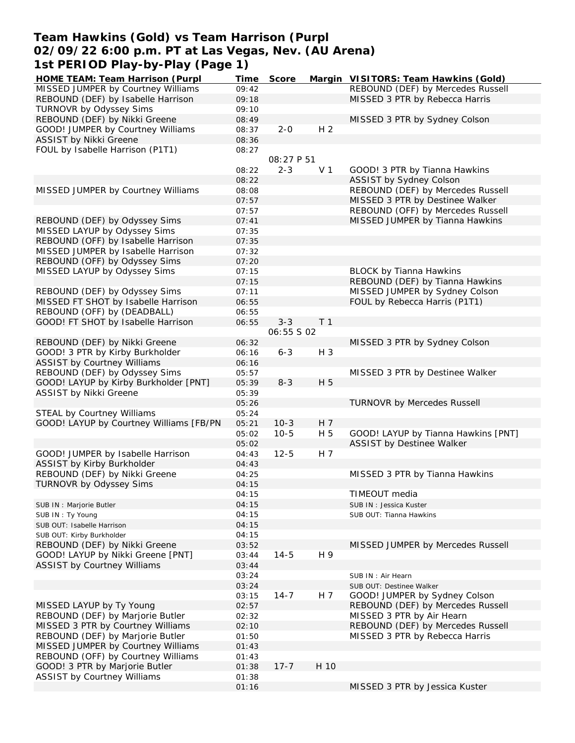# Team Hawkins (Gold) vs Team Harrison (Purpl
## 02/09/22 6:00 p.m. PT at Las Vegas, Nev. (AU Arena)
## 1st PERIOD Play-by-Play (Page 1)

| HOME TEAM: Team Harrison (Purpl | Time | Score | Margin | VISITORS: Team Hawkins (Gold) |
|---|---|---|---|---|
| MISSED JUMPER by Courtney Williams | 09:42 | | | REBOUND (DEF) by Mercedes Russell |
| REBOUND (DEF) by Isabelle Harrison | 09:18 | | | MISSED 3 PTR by Rebecca Harris |
| TURNOVR by Odyssey Sims | 09:10 | | | |
| REBOUND (DEF) by Nikki Greene | 08:49 | | | MISSED 3 PTR by Sydney Colson |
| GOOD! JUMPER by Courtney Williams | 08:37 | 2-0 | H 2 | |
| ASSIST by Nikki Greene | 08:36 | | | |
| FOUL by Isabelle Harrison (P1T1) | 08:27 | | | |
| | | 08:27 P 51 | | |
| | 08:22 | 2-3 | V 1 | GOOD! 3 PTR by Tianna Hawkins |
| | 08:22 | | | ASSIST by Sydney Colson |
| MISSED JUMPER by Courtney Williams | 08:08 | | | REBOUND (DEF) by Mercedes Russell |
| | 07:57 | | | MISSED 3 PTR by Destinee Walker |
| | 07:57 | | | REBOUND (OFF) by Mercedes Russell |
| REBOUND (DEF) by Odyssey Sims | 07:41 | | | MISSED JUMPER by Tianna Hawkins |
| MISSED LAYUP by Odyssey Sims | 07:35 | | | |
| REBOUND (OFF) by Isabelle Harrison | 07:35 | | | |
| MISSED JUMPER by Isabelle Harrison | 07:32 | | | |
| REBOUND (OFF) by Odyssey Sims | 07:20 | | | |
| MISSED LAYUP by Odyssey Sims | 07:15 | | | BLOCK by Tianna Hawkins |
| | 07:15 | | | REBOUND (DEF) by Tianna Hawkins |
| REBOUND (DEF) by Odyssey Sims | 07:11 | | | MISSED JUMPER by Sydney Colson |
| MISSED FT SHOT by Isabelle Harrison | 06:55 | | | FOUL by Rebecca Harris (P1T1) |
| REBOUND (OFF) by (DEADBALL) | 06:55 | | | |
| GOOD! FT SHOT by Isabelle Harrison | 06:55 | 3-3 | T 1 | |
| | | 06:55 S 02 | | |
| REBOUND (DEF) by Nikki Greene | 06:32 | | | MISSED 3 PTR by Sydney Colson |
| GOOD! 3 PTR by Kirby Burkholder | 06:16 | 6-3 | H 3 | |
| ASSIST by Courtney Williams | 06:16 | | | |
| REBOUND (DEF) by Odyssey Sims | 05:57 | | | MISSED 3 PTR by Destinee Walker |
| GOOD! LAYUP by Kirby Burkholder [PNT] | 05:39 | 8-3 | H 5 | |
| ASSIST by Nikki Greene | 05:39 | | | |
| | 05:26 | | | TURNOVR by Mercedes Russell |
| STEAL by Courtney Williams | 05:24 | | | |
| GOOD! LAYUP by Courtney Williams [FB/PN | 05:21 | 10-3 | H 7 | |
| | 05:02 | 10-5 | H 5 | GOOD! LAYUP by Tianna Hawkins [PNT] |
| | 05:02 | | | ASSIST by Destinee Walker |
| GOOD! JUMPER by Isabelle Harrison | 04:43 | 12-5 | H 7 | |
| ASSIST by Kirby Burkholder | 04:43 | | | |
| REBOUND (DEF) by Nikki Greene | 04:25 | | | MISSED 3 PTR by Tianna Hawkins |
| TURNOVR by Odyssey Sims | 04:15 | | | |
| | 04:15 | | | TIMEOUT media |
| SUB IN : Marjorie Butler | 04:15 | | | SUB IN : Jessica Kuster |
| SUB IN : Ty Young | 04:15 | | | SUB OUT: Tianna Hawkins |
| SUB OUT: Isabelle Harrison | 04:15 | | | |
| SUB OUT: Kirby Burkholder | 04:15 | | | |
| REBOUND (DEF) by Nikki Greene | 03:52 | | | MISSED JUMPER by Mercedes Russell |
| GOOD! LAYUP by Nikki Greene [PNT] | 03:44 | 14-5 | H 9 | |
| ASSIST by Courtney Williams | 03:44 | | | |
| | 03:24 | | | SUB IN : Air Hearn |
| | 03:24 | | | SUB OUT: Destinee Walker |
| | 03:15 | 14-7 | H 7 | GOOD! JUMPER by Sydney Colson |
| MISSED LAYUP by Ty Young | 02:57 | | | REBOUND (DEF) by Mercedes Russell |
| REBOUND (DEF) by Marjorie Butler | 02:32 | | | MISSED 3 PTR by Air Hearn |
| MISSED 3 PTR by Courtney Williams | 02:10 | | | REBOUND (DEF) by Mercedes Russell |
| REBOUND (DEF) by Marjorie Butler | 01:50 | | | MISSED 3 PTR by Rebecca Harris |
| MISSED JUMPER by Courtney Williams | 01:43 | | | |
| REBOUND (OFF) by Courtney Williams | 01:43 | | | |
| GOOD! 3 PTR by Marjorie Butler | 01:38 | 17-7 | H 10 | |
| ASSIST by Courtney Williams | 01:38 | | | |
| | 01:16 | | | MISSED 3 PTR by Jessica Kuster |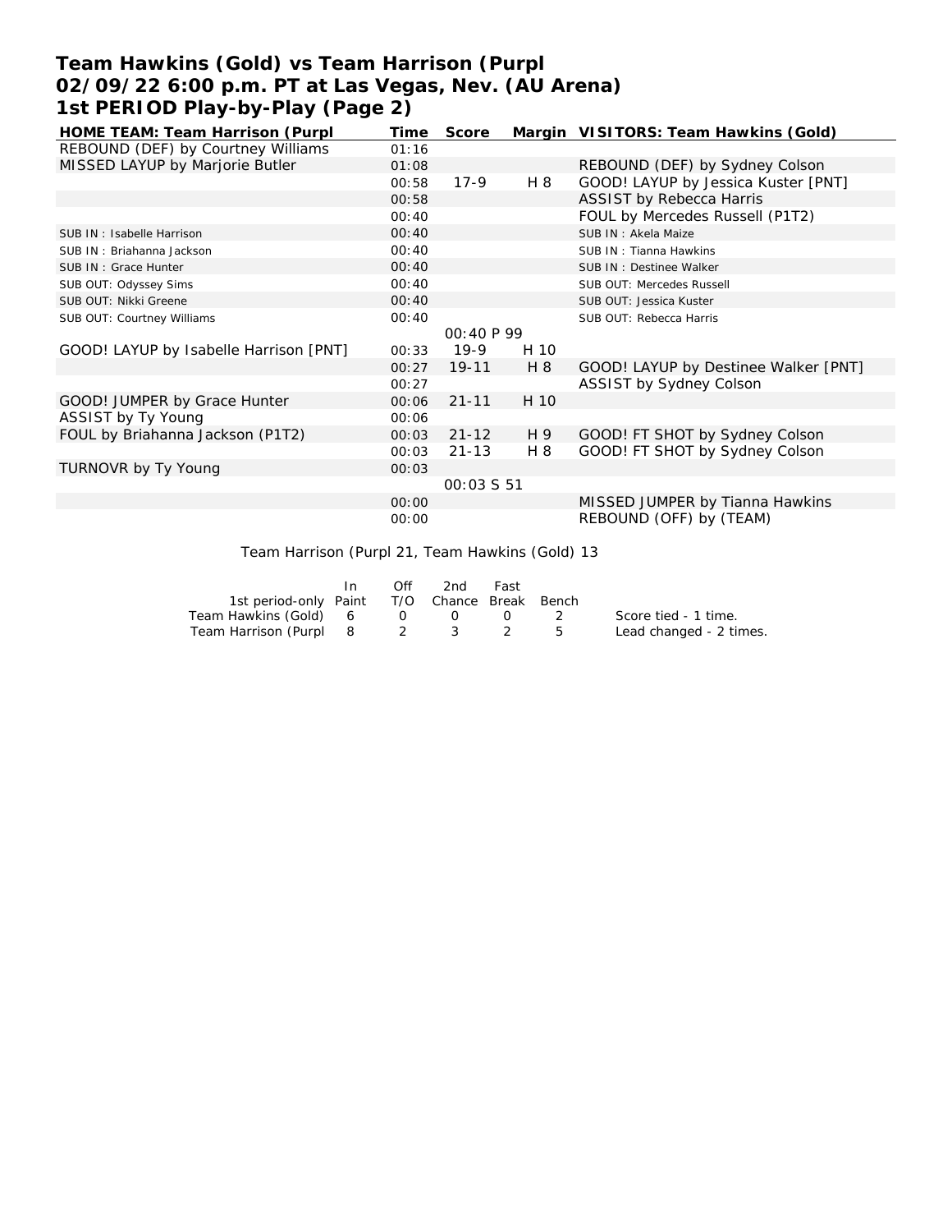# Team Hawkins (Gold) vs Team Harrison (Purpl
## 02/09/22 6:00 p.m. PT at Las Vegas, Nev. (AU Arena)
## 1st PERIOD Play-by-Play (Page 2)

| HOME TEAM: Team Harrison (Purpl | Time | Score | Margin | VISITORS: Team Hawkins (Gold) |
|---|---|---|---|---|
| REBOUND (DEF) by Courtney Williams | 01:16 | | | |
| MISSED LAYUP by Marjorie Butler | 01:08 | | | REBOUND (DEF) by Sydney Colson |
| | 00:58 | 17-9 | H 8 | GOOD! LAYUP by Jessica Kuster [PNT] |
| | 00:58 | | | ASSIST by Rebecca Harris |
| | 00:40 | | | FOUL by Mercedes Russell (P1T2) |
| SUB IN : Isabelle Harrison | 00:40 | | | SUB IN : Akela Maize |
| SUB IN : Briahanna Jackson | 00:40 | | | SUB IN : Tianna Hawkins |
| SUB IN : Grace Hunter | 00:40 | | | SUB IN : Destinee Walker |
| SUB OUT: Odyssey Sims | 00:40 | | | SUB OUT: Mercedes Russell |
| SUB OUT: Nikki Greene | 00:40 | | | SUB OUT: Jessica Kuster |
| SUB OUT: Courtney Williams | 00:40 | | | SUB OUT: Rebecca Harris |
| | | 00:40 P 99 | | |
| GOOD! LAYUP by Isabelle Harrison [PNT] | 00:33 | 19-9 | H 10 | |
| | 00:27 | 19-11 | H 8 | GOOD! LAYUP by Destinee Walker [PNT] |
| | 00:27 | | | ASSIST by Sydney Colson |
| GOOD! JUMPER by Grace Hunter | 00:06 | 21-11 | H 10 | |
| ASSIST by Ty Young | 00:06 | | | |
| FOUL by Briahanna Jackson (P1T2) | 00:03 | 21-12 | H 9 | GOOD! FT SHOT by Sydney Colson |
| | 00:03 | 21-13 | H 8 | GOOD! FT SHOT by Sydney Colson |
| TURNOVR by Ty Young | 00:03 | | | |
| | | 00:03 S 51 | | |
| | 00:00 | | | MISSED JUMPER by Tianna Hawkins |
| | 00:00 | | | REBOUND (OFF) by (TEAM) |

Team Harrison (Purpl 21, Team Hawkins (Gold) 13

| 1st period-only | In Paint | Off T/O | 2nd Chance | Fast Break | Bench |
|---|---|---|---|---|---|
| Team Hawkins (Gold) | 6 | 0 | 0 | 0 | 2 |
| Team Harrison (Purpl | 8 | 2 | 3 | 2 | 5 |

Score tied - 1 time.
Lead changed - 2 times.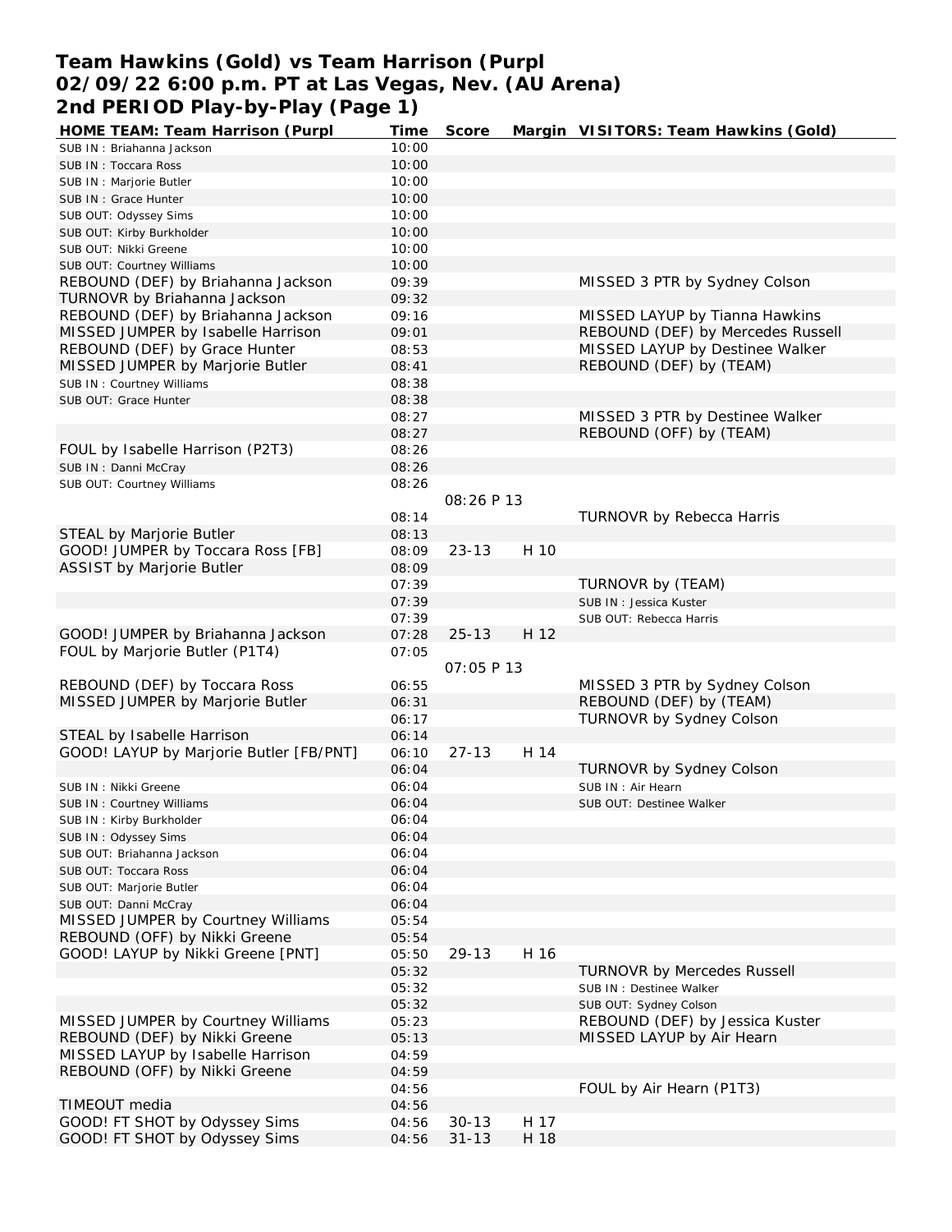# Team Hawkins (Gold) vs Team Harrison (Purpl
## 02/09/22 6:00 p.m. PT at Las Vegas, Nev. (AU Arena)
## 2nd PERIOD Play-by-Play (Page 1)

| HOME TEAM: Team Harrison (Purpl | Time | Score | Margin | VISITORS: Team Hawkins (Gold) |
|---|---|---|---|---|
| SUB IN : Briahanna Jackson | 10:00 | | | |
| SUB IN : Toccara Ross | 10:00 | | | |
| SUB IN : Marjorie Butler | 10:00 | | | |
| SUB IN : Grace Hunter | 10:00 | | | |
| SUB OUT: Odyssey Sims | 10:00 | | | |
| SUB OUT: Kirby Burkholder | 10:00 | | | |
| SUB OUT: Nikki Greene | 10:00 | | | |
| SUB OUT: Courtney Williams | 10:00 | | | |
| REBOUND (DEF) by Briahanna Jackson | 09:39 | | | MISSED 3 PTR by Sydney Colson |
| TURNOVR by Briahanna Jackson | 09:32 | | | |
| REBOUND (DEF) by Briahanna Jackson | 09:16 | | | MISSED LAYUP by Tianna Hawkins |
| MISSED JUMPER by Isabelle Harrison | 09:01 | | | REBOUND (DEF) by Mercedes Russell |
| REBOUND (DEF) by Grace Hunter | 08:53 | | | MISSED LAYUP by Destinee Walker |
| MISSED JUMPER by Marjorie Butler | 08:41 | | | REBOUND (DEF) by (TEAM) |
| SUB IN : Courtney Williams | 08:38 | | | |
| SUB OUT: Grace Hunter | 08:38 | | | |
| | 08:27 | | | MISSED 3 PTR by Destinee Walker |
| | 08:27 | | | REBOUND (OFF) by (TEAM) |
| FOUL by Isabelle Harrison (P2T3) | 08:26 | | | |
| SUB IN : Danni McCray | 08:26 | | | |
| SUB OUT: Courtney Williams | 08:26 | | | |
| | | 08:26 P 13 | | |
| | 08:14 | | | TURNOVR by Rebecca Harris |
| STEAL by Marjorie Butler | 08:13 | | | |
| GOOD! JUMPER by Toccara Ross [FB] | 08:09 | 23-13 | H 10 | |
| ASSIST by Marjorie Butler | 08:09 | | | |
| | 07:39 | | | TURNOVR by (TEAM) |
| | 07:39 | | | SUB IN : Jessica Kuster |
| | 07:39 | | | SUB OUT: Rebecca Harris |
| GOOD! JUMPER by Briahanna Jackson | 07:28 | 25-13 | H 12 | |
| FOUL by Marjorie Butler (P1T4) | 07:05 | | | |
| | | 07:05 P 13 | | |
| REBOUND (DEF) by Toccara Ross | 06:55 | | | MISSED 3 PTR by Sydney Colson |
| MISSED JUMPER by Marjorie Butler | 06:31 | | | REBOUND (DEF) by (TEAM) |
| | 06:17 | | | TURNOVR by Sydney Colson |
| STEAL by Isabelle Harrison | 06:14 | | | |
| GOOD! LAYUP by Marjorie Butler [FB/PNT] | 06:10 | 27-13 | H 14 | |
| | 06:04 | | | TURNOVR by Sydney Colson |
| SUB IN : Nikki Greene | 06:04 | | | SUB IN : Air Hearn |
| SUB IN : Courtney Williams | 06:04 | | | SUB OUT: Destinee Walker |
| SUB IN : Kirby Burkholder | 06:04 | | | |
| SUB IN : Odyssey Sims | 06:04 | | | |
| SUB OUT: Briahanna Jackson | 06:04 | | | |
| SUB OUT: Toccara Ross | 06:04 | | | |
| SUB OUT: Marjorie Butler | 06:04 | | | |
| SUB OUT: Danni McCray | 06:04 | | | |
| MISSED JUMPER by Courtney Williams | 05:54 | | | |
| REBOUND (OFF) by Nikki Greene | 05:54 | | | |
| GOOD! LAYUP by Nikki Greene [PNT] | 05:50 | 29-13 | H 16 | |
| | 05:32 | | | TURNOVR by Mercedes Russell |
| | 05:32 | | | SUB IN : Destinee Walker |
| | 05:32 | | | SUB OUT: Sydney Colson |
| MISSED JUMPER by Courtney Williams | 05:23 | | | REBOUND (DEF) by Jessica Kuster |
| REBOUND (DEF) by Nikki Greene | 05:13 | | | MISSED LAYUP by Air Hearn |
| MISSED LAYUP by Isabelle Harrison | 04:59 | | | |
| REBOUND (OFF) by Nikki Greene | 04:59 | | | |
| | 04:56 | | | FOUL by Air Hearn (P1T3) |
| TIMEOUT media | 04:56 | | | |
| GOOD! FT SHOT by Odyssey Sims | 04:56 | 30-13 | H 17 | |
| GOOD! FT SHOT by Odyssey Sims | 04:56 | 31-13 | H 18 | |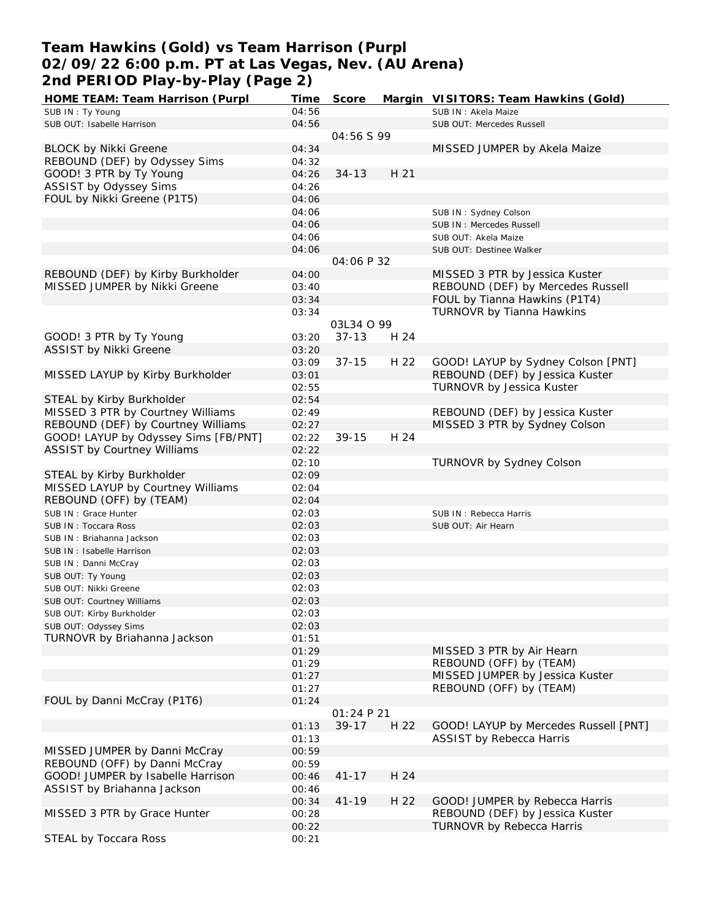# Team Hawkins (Gold) vs Team Harrison (Purpl
## 02/09/22 6:00 p.m. PT at Las Vegas, Nev. (AU Arena)
## 2nd PERIOD Play-by-Play (Page 2)

| HOME TEAM: Team Harrison (Purpl | Time | Score | Margin | VISITORS: Team Hawkins (Gold) |
|---|---|---|---|---|
| SUB IN : Ty Young | 04:56 | | | SUB IN : Akela Maize |
| SUB OUT: Isabelle Harrison | 04:56 | | | SUB OUT: Mercedes Russell |
| | | 04:56 S 99 | | |
| BLOCK by Nikki Greene | 04:34 | | | MISSED JUMPER by Akela Maize |
| REBOUND (DEF) by Odyssey Sims | 04:32 | | | |
| GOOD! 3 PTR by Ty Young | 04:26 | 34-13 | H 21 | |
| ASSIST by Odyssey Sims | 04:26 | | | |
| FOUL by Nikki Greene (P1T5) | 04:06 | | | |
| | 04:06 | | | SUB IN : Sydney Colson |
| | 04:06 | | | SUB IN : Mercedes Russell |
| | 04:06 | | | SUB OUT: Akela Maize |
| | 04:06 | | | SUB OUT: Destinee Walker |
| | | 04:06 P 32 | | |
| REBOUND (DEF) by Kirby Burkholder | 04:00 | | | MISSED 3 PTR by Jessica Kuster |
| MISSED JUMPER by Nikki Greene | 03:40 | | | REBOUND (DEF) by Mercedes Russell |
| | 03:34 | | | FOUL by Tianna Hawkins (P1T4) |
| | 03:34 | | | TURNOVR by Tianna Hawkins |
| | | 03L34 O 99 | | |
| GOOD! 3 PTR by Ty Young | 03:20 | 37-13 | H 24 | |
| ASSIST by Nikki Greene | 03:20 | | | |
| | 03:09 | 37-15 | H 22 | GOOD! LAYUP by Sydney Colson [PNT] |
| MISSED LAYUP by Kirby Burkholder | 03:01 | | | REBOUND (DEF) by Jessica Kuster |
| | 02:55 | | | TURNOVR by Jessica Kuster |
| STEAL by Kirby Burkholder | 02:54 | | | |
| MISSED 3 PTR by Courtney Williams | 02:49 | | | REBOUND (DEF) by Jessica Kuster |
| REBOUND (DEF) by Courtney Williams | 02:27 | | | MISSED 3 PTR by Sydney Colson |
| GOOD! LAYUP by Odyssey Sims [FB/PNT] | 02:22 | 39-15 | H 24 | |
| ASSIST by Courtney Williams | 02:22 | | | |
| | 02:10 | | | TURNOVR by Sydney Colson |
| STEAL by Kirby Burkholder | 02:09 | | | |
| MISSED LAYUP by Courtney Williams | 02:04 | | | |
| REBOUND (OFF) by (TEAM) | 02:04 | | | |
| SUB IN : Grace Hunter | 02:03 | | | SUB IN : Rebecca Harris |
| SUB IN : Toccara Ross | 02:03 | | | SUB OUT: Air Hearn |
| SUB IN : Briahanna Jackson | 02:03 | | | |
| SUB IN : Isabelle Harrison | 02:03 | | | |
| SUB IN : Danni McCray | 02:03 | | | |
| SUB OUT: Ty Young | 02:03 | | | |
| SUB OUT: Nikki Greene | 02:03 | | | |
| SUB OUT: Courtney Williams | 02:03 | | | |
| SUB OUT: Kirby Burkholder | 02:03 | | | |
| SUB OUT: Odyssey Sims | 02:03 | | | |
| TURNOVR by Briahanna Jackson | 01:51 | | | |
| | 01:29 | | | MISSED 3 PTR by Air Hearn |
| | 01:29 | | | REBOUND (OFF) by (TEAM) |
| | 01:27 | | | MISSED JUMPER by Jessica Kuster |
| | 01:27 | | | REBOUND (OFF) by (TEAM) |
| FOUL by Danni McCray (P1T6) | 01:24 | | | |
| | | 01:24 P 21 | | |
| | 01:13 | 39-17 | H 22 | GOOD! LAYUP by Mercedes Russell [PNT] |
| | 01:13 | | | ASSIST by Rebecca Harris |
| MISSED JUMPER by Danni McCray | 00:59 | | | |
| REBOUND (OFF) by Danni McCray | 00:59 | | | |
| GOOD! JUMPER by Isabelle Harrison | 00:46 | 41-17 | H 24 | |
| ASSIST by Briahanna Jackson | 00:46 | | | |
| | 00:34 | 41-19 | H 22 | GOOD! JUMPER by Rebecca Harris |
| MISSED 3 PTR by Grace Hunter | 00:28 | | | REBOUND (DEF) by Jessica Kuster |
| | 00:22 | | | TURNOVR by Rebecca Harris |
| STEAL by Toccara Ross | 00:21 | | | |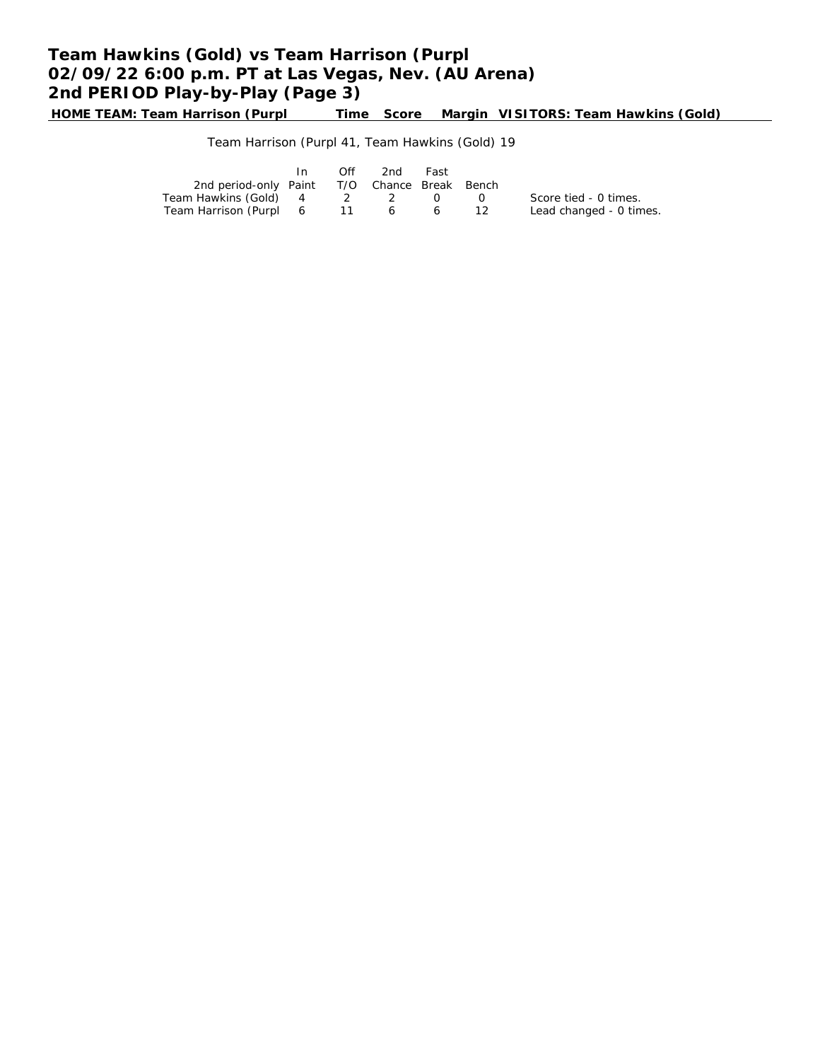# Team Hawkins (Gold) vs Team Harrison (Purpl
## 02/09/22 6:00 p.m. PT at Las Vegas, Nev. (AU Arena)
## 2nd PERIOD Play-by-Play (Page 3)

**HOME TEAM: Team Harrison (Purpl** | **Time** | **Score** | **Margin** | **VISITORS: Team Hawkins (Gold)**

Team Harrison (Purpl 41, Team Hawkins (Gold) 19

| 2nd period-only | In Paint | Off T/O | 2nd Chance | Fast Break | Bench |
|---|---|---|---|---|---|
| Team Hawkins (Gold) | 4 | 2 | 2 | 0 | 0 |
| Team Harrison (Purpl | 6 | 11 | 6 | 6 | 12 |

Score tied - 0 times.
Lead changed - 0 times.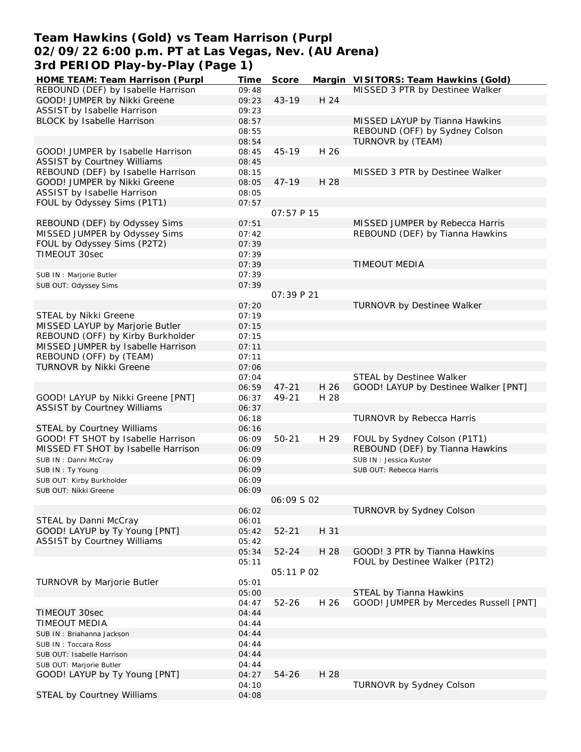# Team Hawkins (Gold) vs Team Harrison (Purpl
## 02/09/22 6:00 p.m. PT at Las Vegas, Nev. (AU Arena)
## 3rd PERIOD Play-by-Play (Page 1)

| HOME TEAM: Team Harrison (Purpl | Time | Score | Margin | VISITORS: Team Hawkins (Gold) |
|---|---|---|---|---|
| REBOUND (DEF) by Isabelle Harrison | 09:48 | | | MISSED 3 PTR by Destinee Walker |
| GOOD! JUMPER by Nikki Greene | 09:23 | 43-19 | H 24 | |
| ASSIST by Isabelle Harrison | 09:23 | | | |
| BLOCK by Isabelle Harrison | 08:57 | | | MISSED LAYUP by Tianna Hawkins |
| | 08:55 | | | REBOUND (OFF) by Sydney Colson |
| | 08:54 | | | TURNOVR by (TEAM) |
| GOOD! JUMPER by Isabelle Harrison | 08:45 | 45-19 | H 26 | |
| ASSIST by Courtney Williams | 08:45 | | | |
| REBOUND (DEF) by Isabelle Harrison | 08:15 | | | MISSED 3 PTR by Destinee Walker |
| GOOD! JUMPER by Nikki Greene | 08:05 | 47-19 | H 28 | |
| ASSIST by Isabelle Harrison | 08:05 | | | |
| FOUL by Odyssey Sims (P1T1) | 07:57 | | | |
| | | 07:57 P 15 | | |
| REBOUND (DEF) by Odyssey Sims | 07:51 | | | MISSED JUMPER by Rebecca Harris |
| MISSED JUMPER by Odyssey Sims | 07:42 | | | REBOUND (DEF) by Tianna Hawkins |
| FOUL by Odyssey Sims (P2T2) | 07:39 | | | |
| TIMEOUT 30sec | 07:39 | | | |
| | 07:39 | | | TIMEOUT MEDIA |
| SUB IN : Marjorie Butler | 07:39 | | | |
| SUB OUT: Odyssey Sims | 07:39 | | | |
| | | 07:39 P 21 | | |
| | 07:20 | | | TURNOVR by Destinee Walker |
| STEAL by Nikki Greene | 07:19 | | | |
| MISSED LAYUP by Marjorie Butler | 07:15 | | | |
| REBOUND (OFF) by Kirby Burkholder | 07:15 | | | |
| MISSED JUMPER by Isabelle Harrison | 07:11 | | | |
| REBOUND (OFF) by (TEAM) | 07:11 | | | |
| TURNOVR by Nikki Greene | 07:06 | | | |
| | 07:04 | | | STEAL by Destinee Walker |
| | 06:59 | 47-21 | H 26 | GOOD! LAYUP by Destinee Walker [PNT] |
| GOOD! LAYUP by Nikki Greene [PNT] | 06:37 | 49-21 | H 28 | |
| ASSIST by Courtney Williams | 06:37 | | | |
| | 06:18 | | | TURNOVR by Rebecca Harris |
| STEAL by Courtney Williams | 06:16 | | | |
| GOOD! FT SHOT by Isabelle Harrison | 06:09 | 50-21 | H 29 | FOUL by Sydney Colson (P1T1) |
| MISSED FT SHOT by Isabelle Harrison | 06:09 | | | REBOUND (DEF) by Tianna Hawkins |
| SUB IN : Danni McCray | 06:09 | | | SUB IN : Jessica Kuster |
| SUB IN : Ty Young | 06:09 | | | SUB OUT: Rebecca Harris |
| SUB OUT: Kirby Burkholder | 06:09 | | | |
| SUB OUT: Nikki Greene | 06:09 | | | |
| | | 06:09 S 02 | | |
| | 06:02 | | | TURNOVR by Sydney Colson |
| STEAL by Danni McCray | 06:01 | | | |
| GOOD! LAYUP by Ty Young [PNT] | 05:42 | 52-21 | H 31 | |
| ASSIST by Courtney Williams | 05:42 | | | |
| | 05:34 | 52-24 | H 28 | GOOD! 3 PTR by Tianna Hawkins |
| | 05:11 | | | FOUL by Destinee Walker (P1T2) |
| | | 05:11 P 02 | | |
| TURNOVR by Marjorie Butler | 05:01 | | | |
| | 05:00 | | | STEAL by Tianna Hawkins |
| | 04:47 | 52-26 | H 26 | GOOD! JUMPER by Mercedes Russell [PNT] |
| TIMEOUT 30sec | 04:44 | | | |
| TIMEOUT MEDIA | 04:44 | | | |
| SUB IN : Briahanna Jackson | 04:44 | | | |
| SUB IN : Toccara Ross | 04:44 | | | |
| SUB OUT: Isabelle Harrison | 04:44 | | | |
| SUB OUT: Marjorie Butler | 04:44 | | | |
| GOOD! LAYUP by Ty Young [PNT] | 04:27 | 54-26 | H 28 | |
| | 04:10 | | | TURNOVR by Sydney Colson |
| STEAL by Courtney Williams | 04:08 | | | |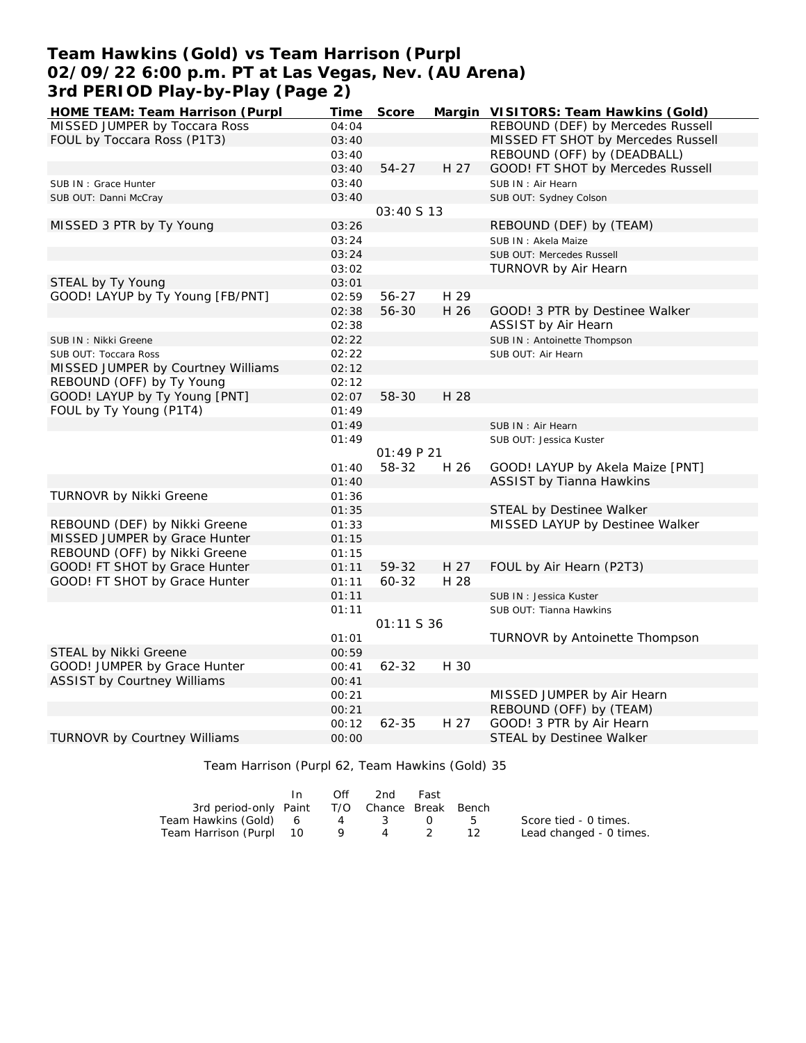# Team Hawkins (Gold) vs Team Harrison (Purpl
## 02/09/22 6:00 p.m. PT at Las Vegas, Nev. (AU Arena)
## 3rd PERIOD Play-by-Play (Page 2)

| HOME TEAM: Team Harrison (Purpl | Time | Score | Margin | VISITORS: Team Hawkins (Gold) |
|---|---|---|---|---|
| MISSED JUMPER by Toccara Ross | 04:04 | | | REBOUND (DEF) by Mercedes Russell |
| FOUL by Toccara Ross (P1T3) | 03:40 | | | MISSED FT SHOT by Mercedes Russell |
| | 03:40 | | | REBOUND (OFF) by (DEADBALL) |
| | 03:40 | 54-27 | H 27 | GOOD! FT SHOT by Mercedes Russell |
| SUB IN : Grace Hunter | 03:40 | | | SUB IN : Air Hearn |
| SUB OUT: Danni McCray | 03:40 | | | SUB OUT: Sydney Colson |
| | | 03:40 S 13 | | |
| MISSED 3 PTR by Ty Young | 03:26 | | | REBOUND (DEF) by (TEAM) |
| | 03:24 | | | SUB IN : Akela Maize |
| | 03:24 | | | SUB OUT: Mercedes Russell |
| | 03:02 | | | TURNOVR by Air Hearn |
| STEAL by Ty Young | 03:01 | | | |
| GOOD! LAYUP by Ty Young [FB/PNT] | 02:59 | 56-27 | H 29 | |
| | 02:38 | 56-30 | H 26 | GOOD! 3 PTR by Destinee Walker |
| | 02:38 | | | ASSIST by Air Hearn |
| SUB IN : Nikki Greene | 02:22 | | | SUB IN : Antoinette Thompson |
| SUB OUT: Toccara Ross | 02:22 | | | SUB OUT: Air Hearn |
| MISSED JUMPER by Courtney Williams | 02:12 | | | |
| REBOUND (OFF) by Ty Young | 02:12 | | | |
| GOOD! LAYUP by Ty Young [PNT] | 02:07 | 58-30 | H 28 | |
| FOUL by Ty Young (P1T4) | 01:49 | | | |
| | 01:49 | | | SUB IN : Air Hearn |
| | 01:49 | | | SUB OUT: Jessica Kuster |
| | | 01:49 P 21 | | |
| | 01:40 | 58-32 | H 26 | GOOD! LAYUP by Akela Maize [PNT] |
| | 01:40 | | | ASSIST by Tianna Hawkins |
| TURNOVR by Nikki Greene | 01:36 | | | |
| | 01:35 | | | STEAL by Destinee Walker |
| REBOUND (DEF) by Nikki Greene | 01:33 | | | MISSED LAYUP by Destinee Walker |
| MISSED JUMPER by Grace Hunter | 01:15 | | | |
| REBOUND (OFF) by Nikki Greene | 01:15 | | | |
| GOOD! FT SHOT by Grace Hunter | 01:11 | 59-32 | H 27 | FOUL by Air Hearn (P2T3) |
| GOOD! FT SHOT by Grace Hunter | 01:11 | 60-32 | H 28 | |
| | 01:11 | | | SUB IN : Jessica Kuster |
| | 01:11 | | | SUB OUT: Tianna Hawkins |
| | | 01:11 S 36 | | |
| | 01:01 | | | TURNOVR by Antoinette Thompson |
| STEAL by Nikki Greene | 00:59 | | | |
| GOOD! JUMPER by Grace Hunter | 00:41 | 62-32 | H 30 | |
| ASSIST by Courtney Williams | 00:41 | | | |
| | 00:21 | | | MISSED JUMPER by Air Hearn |
| | 00:21 | | | REBOUND (OFF) by (TEAM) |
| | 00:12 | 62-35 | H 27 | GOOD! 3 PTR by Air Hearn |
| TURNOVR by Courtney Williams | 00:00 | | | STEAL by Destinee Walker |

Team Harrison (Purpl 62, Team Hawkins (Gold) 35

| 3rd period-only | In Paint | Off T/O | 2nd Chance | Fast Break | Bench |
|---|---|---|---|---|---|
| Team Hawkins (Gold) | 6 | 4 | 3 | 0 | 5 |
| Team Harrison (Purpl | 10 | 9 | 4 | 2 | 12 |

Score tied - 0 times.
Lead changed - 0 times.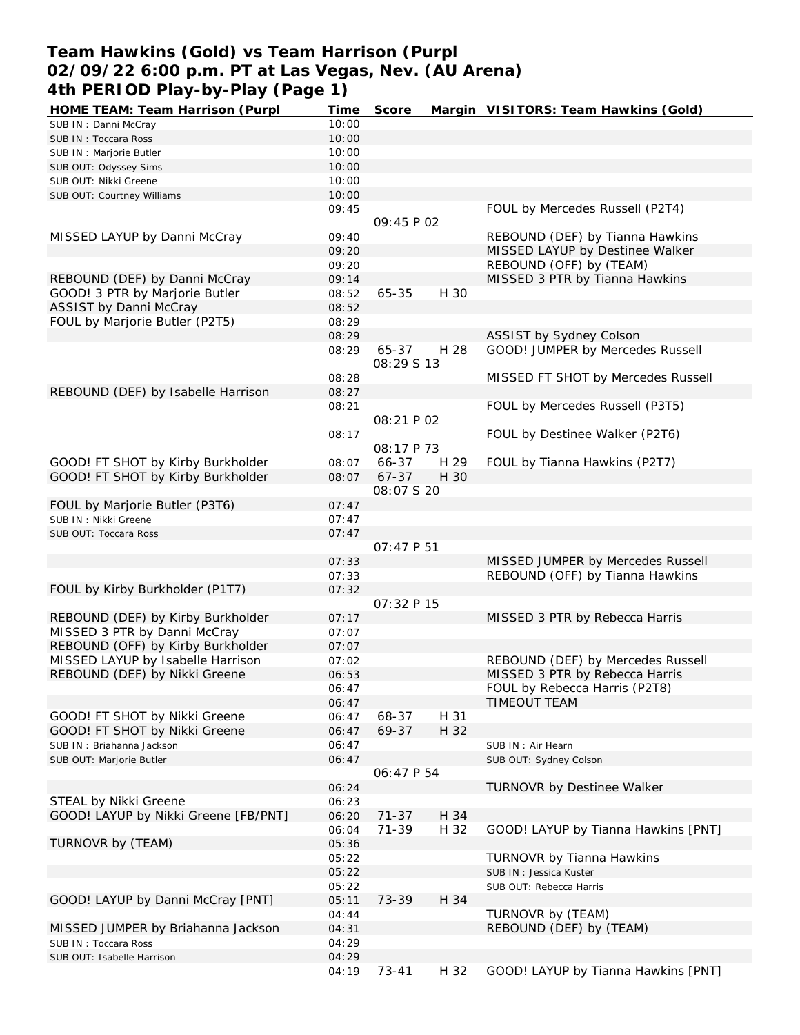# Team Hawkins (Gold) vs Team Harrison (Purpl
## 02/09/22 6:00 p.m. PT at Las Vegas, Nev. (AU Arena)
## 4th PERIOD Play-by-Play (Page 1)

| HOME TEAM: Team Harrison (Purpl | Time | Score | Margin | VISITORS: Team Hawkins (Gold) |
|---|---|---|---|---|
| SUB IN : Danni McCray | 10:00 | | | |
| SUB IN : Toccara Ross | 10:00 | | | |
| SUB IN : Marjorie Butler | 10:00 | | | |
| SUB OUT: Odyssey Sims | 10:00 | | | |
| SUB OUT: Nikki Greene | 10:00 | | | |
| SUB OUT: Courtney Williams | 10:00 | | | |
| | 09:45 | | | FOUL by Mercedes Russell (P2T4) |
| | | 09:45 P 02 | | |
| MISSED LAYUP by Danni McCray | 09:40 | | | REBOUND (DEF) by Tianna Hawkins |
| | 09:20 | | | MISSED LAYUP by Destinee Walker |
| | 09:20 | | | REBOUND (OFF) by (TEAM) |
| REBOUND (DEF) by Danni McCray | 09:14 | | | MISSED 3 PTR by Tianna Hawkins |
| GOOD! 3 PTR by Marjorie Butler | 08:52 | 65-35 | H 30 | |
| ASSIST by Danni McCray | 08:52 | | | |
| FOUL by Marjorie Butler (P2T5) | 08:29 | | | |
| | 08:29 | | | ASSIST by Sydney Colson |
| | 08:29 | 65-37 | H 28 | GOOD! JUMPER by Mercedes Russell |
| | | 08:29 S 13 | | |
| | 08:28 | | | MISSED FT SHOT by Mercedes Russell |
| REBOUND (DEF) by Isabelle Harrison | 08:27 | | | |
| | 08:21 | | | FOUL by Mercedes Russell (P3T5) |
| | | 08:21 P 02 | | |
| | 08:17 | | | FOUL by Destinee Walker (P2T6) |
| | | 08:17 P 73 | | |
| GOOD! FT SHOT by Kirby Burkholder | 08:07 | 66-37 | H 29 | FOUL by Tianna Hawkins (P2T7) |
| GOOD! FT SHOT by Kirby Burkholder | 08:07 | 67-37 | H 30 | |
| | | 08:07 S 20 | | |
| FOUL by Marjorie Butler (P3T6) | 07:47 | | | |
| SUB IN : Nikki Greene | 07:47 | | | |
| SUB OUT: Toccara Ross | 07:47 | | | |
| | | 07:47 P 51 | | |
| | 07:33 | | | MISSED JUMPER by Mercedes Russell |
| | 07:33 | | | REBOUND (OFF) by Tianna Hawkins |
| FOUL by Kirby Burkholder (P1T7) | 07:32 | | | |
| | | 07:32 P 15 | | |
| REBOUND (DEF) by Kirby Burkholder | 07:17 | | | MISSED 3 PTR by Rebecca Harris |
| MISSED 3 PTR by Danni McCray | 07:07 | | | |
| REBOUND (OFF) by Kirby Burkholder | 07:07 | | | |
| MISSED LAYUP by Isabelle Harrison | 07:02 | | | REBOUND (DEF) by Mercedes Russell |
| REBOUND (DEF) by Nikki Greene | 06:53 | | | MISSED 3 PTR by Rebecca Harris |
| | 06:47 | | | FOUL by Rebecca Harris (P2T8) |
| | 06:47 | | | TIMEOUT TEAM |
| GOOD! FT SHOT by Nikki Greene | 06:47 | 68-37 | H 31 | |
| GOOD! FT SHOT by Nikki Greene | 06:47 | 69-37 | H 32 | |
| SUB IN : Briahanna Jackson | 06:47 | | | SUB IN : Air Hearn |
| SUB OUT: Marjorie Butler | 06:47 | | | SUB OUT: Sydney Colson |
| | | 06:47 P 54 | | |
| | 06:24 | | | TURNOVR by Destinee Walker |
| STEAL by Nikki Greene | 06:23 | | | |
| GOOD! LAYUP by Nikki Greene [FB/PNT] | 06:20 | 71-37 | H 34 | |
| | 06:04 | 71-39 | H 32 | GOOD! LAYUP by Tianna Hawkins [PNT] |
| TURNOVR by (TEAM) | 05:36 | | | |
| | 05:22 | | | TURNOVR by Tianna Hawkins |
| | 05:22 | | | SUB IN : Jessica Kuster |
| | 05:22 | | | SUB OUT: Rebecca Harris |
| GOOD! LAYUP by Danni McCray [PNT] | 05:11 | 73-39 | H 34 | |
| | 04:44 | | | TURNOVR by (TEAM) |
| MISSED JUMPER by Briahanna Jackson | 04:31 | | | REBOUND (DEF) by (TEAM) |
| SUB IN : Toccara Ross | 04:29 | | | |
| SUB OUT: Isabelle Harrison | 04:29 | | | |
| | 04:19 | 73-41 | H 32 | GOOD! LAYUP by Tianna Hawkins [PNT] |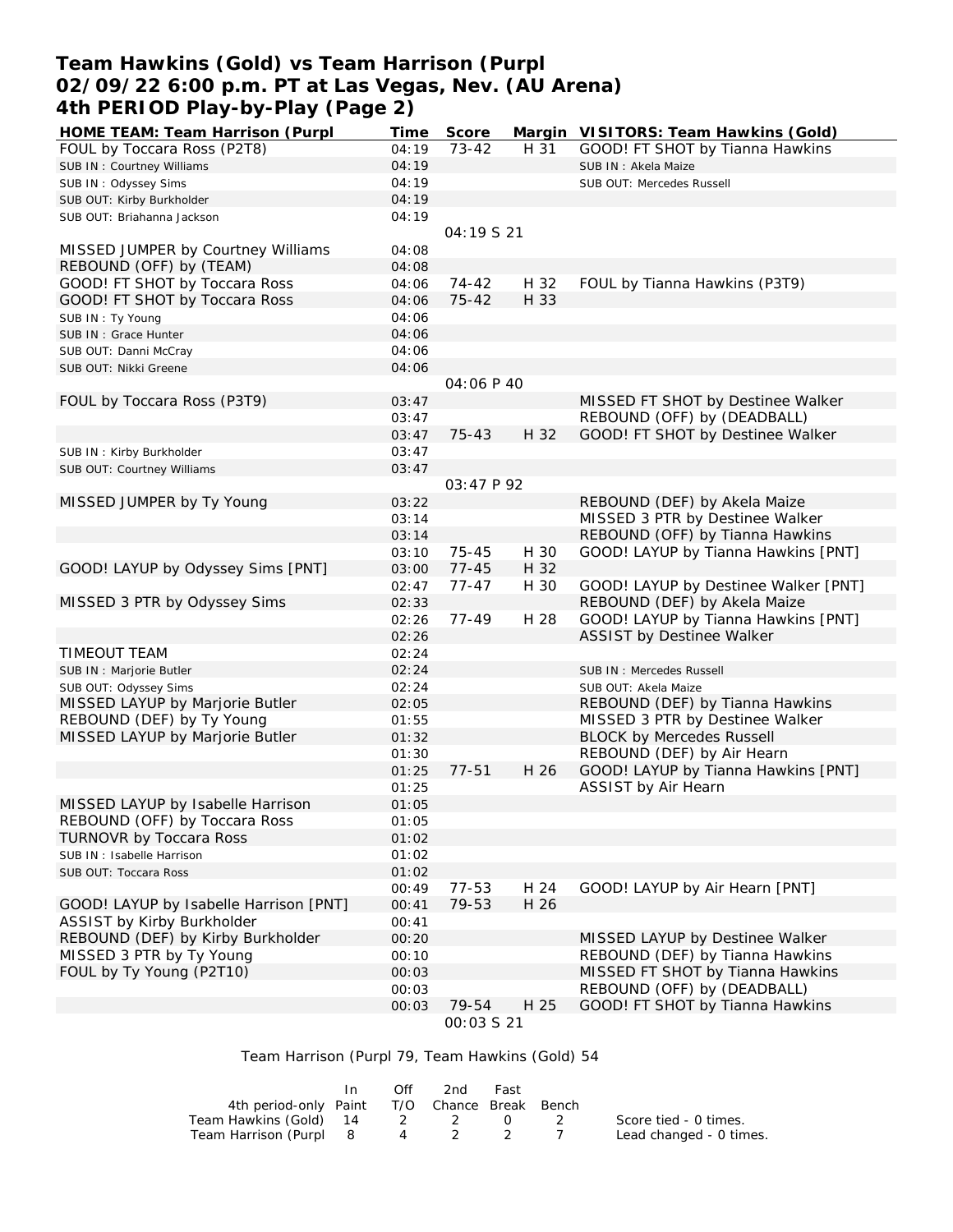# Team Hawkins (Gold) vs Team Harrison (Purpl
## 02/09/22 6:00 p.m. PT at Las Vegas, Nev. (AU Arena)
## 4th PERIOD Play-by-Play (Page 2)

| HOME TEAM: Team Harrison (Purpl | Time | Score | Margin | VISITORS: Team Hawkins (Gold) |
|---|---|---|---|---|
| FOUL by Toccara Ross (P2T8) | 04:19 | 73-42 | H 31 | GOOD! FT SHOT by Tianna Hawkins |
| SUB IN : Courtney Williams | 04:19 | | | SUB IN : Akela Maize |
| SUB IN : Odyssey Sims | 04:19 | | | SUB OUT: Mercedes Russell |
| SUB OUT: Kirby Burkholder | 04:19 | | | |
| SUB OUT: Briahanna Jackson | 04:19 | | | |
| | | 04:19 S 21 | | |
| MISSED JUMPER by Courtney Williams | 04:08 | | | |
| REBOUND (OFF) by (TEAM) | 04:08 | | | |
| GOOD! FT SHOT by Toccara Ross | 04:06 | 74-42 | H 32 | FOUL by Tianna Hawkins (P3T9) |
| GOOD! FT SHOT by Toccara Ross | 04:06 | 75-42 | H 33 | |
| SUB IN : Ty Young | 04:06 | | | |
| SUB IN : Grace Hunter | 04:06 | | | |
| SUB OUT: Danni McCray | 04:06 | | | |
| SUB OUT: Nikki Greene | 04:06 | | | |
| | | 04:06 P 40 | | |
| FOUL by Toccara Ross (P3T9) | 03:47 | | | MISSED FT SHOT by Destinee Walker |
| | 03:47 | | | REBOUND (OFF) by (DEADBALL) |
| | 03:47 | 75-43 | H 32 | GOOD! FT SHOT by Destinee Walker |
| SUB IN : Kirby Burkholder | 03:47 | | | |
| SUB OUT: Courtney Williams | 03:47 | | | |
| | | 03:47 P 92 | | |
| MISSED JUMPER by Ty Young | 03:22 | | | REBOUND (DEF) by Akela Maize |
| | 03:14 | | | MISSED 3 PTR by Destinee Walker |
| | 03:14 | | | REBOUND (OFF) by Tianna Hawkins |
| | 03:10 | 75-45 | H 30 | GOOD! LAYUP by Tianna Hawkins [PNT] |
| GOOD! LAYUP by Odyssey Sims [PNT] | 03:00 | 77-45 | H 32 | |
| | 02:47 | 77-47 | H 30 | GOOD! LAYUP by Destinee Walker [PNT] |
| MISSED 3 PTR by Odyssey Sims | 02:33 | | | REBOUND (DEF) by Akela Maize |
| | 02:26 | 77-49 | H 28 | GOOD! LAYUP by Tianna Hawkins [PNT] |
| | 02:26 | | | ASSIST by Destinee Walker |
| TIMEOUT TEAM | 02:24 | | | |
| SUB IN : Marjorie Butler | 02:24 | | | SUB IN : Mercedes Russell |
| SUB OUT: Odyssey Sims | 02:24 | | | SUB OUT: Akela Maize |
| MISSED LAYUP by Marjorie Butler | 02:05 | | | REBOUND (DEF) by Tianna Hawkins |
| REBOUND (DEF) by Ty Young | 01:55 | | | MISSED 3 PTR by Destinee Walker |
| MISSED LAYUP by Marjorie Butler | 01:32 | | | BLOCK by Mercedes Russell |
| | 01:30 | | | REBOUND (DEF) by Air Hearn |
| | 01:25 | 77-51 | H 26 | GOOD! LAYUP by Tianna Hawkins [PNT] |
| | 01:25 | | | ASSIST by Air Hearn |
| MISSED LAYUP by Isabelle Harrison | 01:05 | | | |
| REBOUND (OFF) by Toccara Ross | 01:05 | | | |
| TURNOVR by Toccara Ross | 01:02 | | | |
| SUB IN : Isabelle Harrison | 01:02 | | | |
| SUB OUT: Toccara Ross | 01:02 | | | |
| | 00:49 | 77-53 | H 24 | GOOD! LAYUP by Air Hearn [PNT] |
| GOOD! LAYUP by Isabelle Harrison [PNT] | 00:41 | 79-53 | H 26 | |
| ASSIST by Kirby Burkholder | 00:41 | | | |
| REBOUND (DEF) by Kirby Burkholder | 00:20 | | | MISSED LAYUP by Destinee Walker |
| MISSED 3 PTR by Ty Young | 00:10 | | | REBOUND (DEF) by Tianna Hawkins |
| FOUL by Ty Young (P2T10) | 00:03 | | | MISSED FT SHOT by Tianna Hawkins |
| | 00:03 | | | REBOUND (OFF) by (DEADBALL) |
| | 00:03 | 79-54 | H 25 | GOOD! FT SHOT by Tianna Hawkins |
| | | 00:03 S 21 | | |

Team Harrison (Purpl 79, Team Hawkins (Gold) 54

| 4th period-only | In Paint | Off T/O | 2nd Chance | Fast Break | Bench |
|---|---|---|---|---|---|
| Team Hawkins (Gold) | 14 | 2 | 2 | 0 | 2 |
| Team Harrison (Purpl | 8 | 4 | 2 | 2 | 7 |

Score tied - 0 times.
Lead changed - 0 times.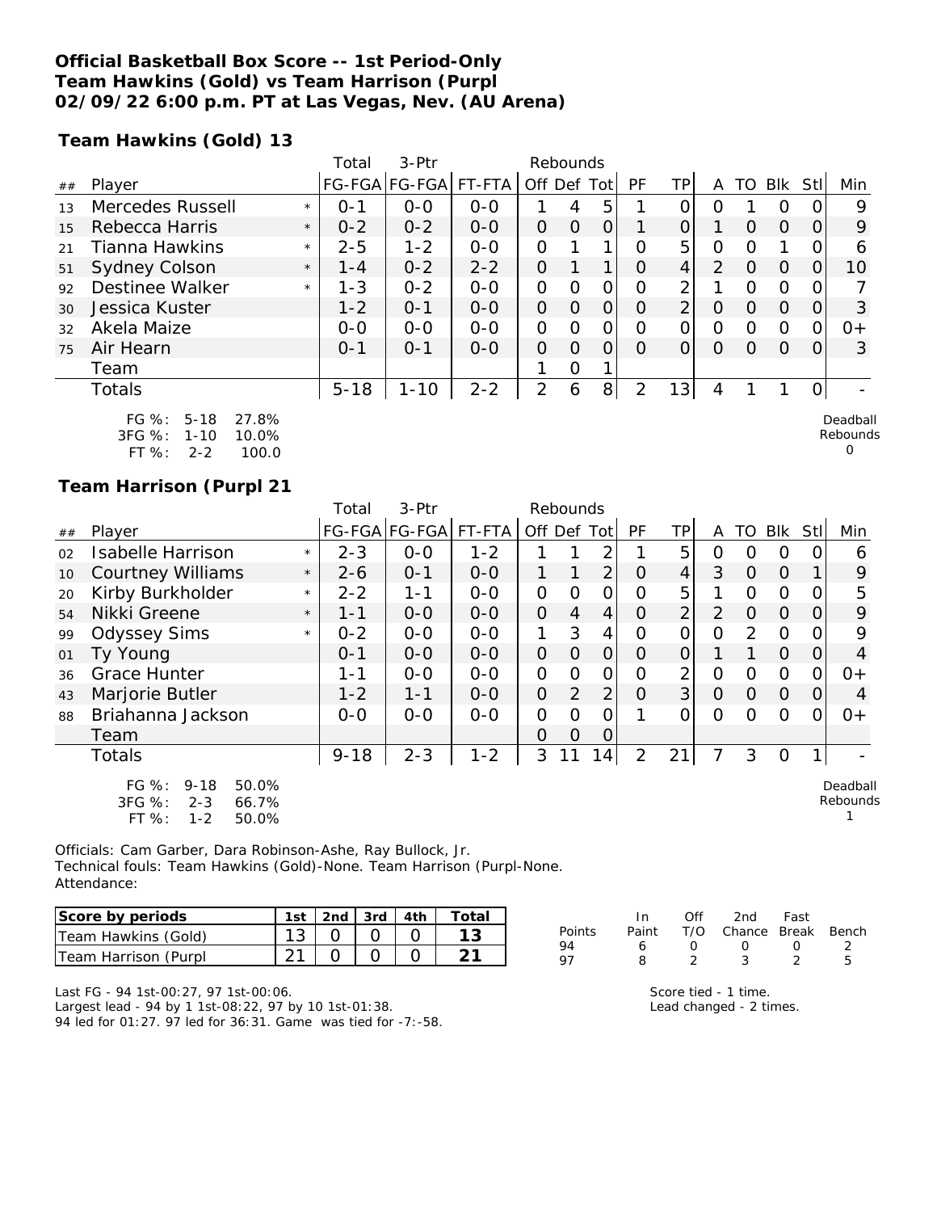**Official Basketball Box Score -- 1st Period-Only**
**Team Hawkins (Gold) vs Team Harrison (Purpl**
**02/09/22 6:00 p.m. PT at Las Vegas, Nev. (AU Arena)**

**Team Hawkins (Gold) 13**

| ## | Player | | Total FG-FGA | 3-Ptr FG-FGA | FT-FTA | Rebounds Off | Def | Tot | PF | TP | A | TO | Blk | Stl | Min |
|---|---|---|---|---|---|---|---|---|---|---|---|---|---|---|---|
| 13 | Mercedes Russell | * | 0-1 | 0-0 | 0-0 | 1 | 4 | 5 | 1 | 0 | 0 | 1 | 0 | 0 | 9 |
| 15 | Rebecca Harris | * | 0-2 | 0-2 | 0-0 | 0 | 0 | 0 | 1 | 0 | 1 | 0 | 0 | 0 | 9 |
| 21 | Tianna Hawkins | * | 2-5 | 1-2 | 0-0 | 0 | 1 | 1 | 0 | 5 | 0 | 0 | 1 | 0 | 6 |
| 51 | Sydney Colson | * | 1-4 | 0-2 | 2-2 | 0 | 1 | 1 | 0 | 4 | 2 | 0 | 0 | 0 | 10 |
| 92 | Destinee Walker | * | 1-3 | 0-2 | 0-0 | 0 | 0 | 0 | 0 | 2 | 1 | 0 | 0 | 0 | 7 |
| 30 | Jessica Kuster | | 1-2 | 0-1 | 0-0 | 0 | 0 | 0 | 0 | 2 | 0 | 0 | 0 | 0 | 3 |
| 32 | Akela Maize | | 0-0 | 0-0 | 0-0 | 0 | 0 | 0 | 0 | 0 | 0 | 0 | 0 | 0 | 0+ |
| 75 | Air Hearn | | 0-1 | 0-1 | 0-0 | 0 | 0 | 0 | 0 | 0 | 0 | 0 | 0 | 0 | 3 |
| | Team | | | | | 1 | 0 | 1 | | | | | | | |
| | Totals | | 5-18 | 1-10 | 2-2 | 2 | 6 | 8 | 2 | 13 | 4 | 1 | 1 | 0 | - |

FG %: 5-18 27.8%
3FG %: 1-10 10.0%
FT %: 2-2 100.0

Deadball Rebounds 0

**Team Harrison (Purpl 21**

| ## | Player | | Total FG-FGA | 3-Ptr FG-FGA | FT-FTA | Rebounds Off | Def | Tot | PF | TP | A | TO | Blk | Stl | Min |
|---|---|---|---|---|---|---|---|---|---|---|---|---|---|---|---|
| 02 | Isabelle Harrison | * | 2-3 | 0-0 | 1-2 | 1 | 1 | 2 | 1 | 5 | 0 | 0 | 0 | 0 | 6 |
| 10 | Courtney Williams | * | 2-6 | 0-1 | 0-0 | 1 | 1 | 2 | 0 | 4 | 3 | 0 | 0 | 1 | 9 |
| 20 | Kirby Burkholder | * | 2-2 | 1-1 | 0-0 | 0 | 0 | 0 | 0 | 5 | 1 | 0 | 0 | 0 | 5 |
| 54 | Nikki Greene | * | 1-1 | 0-0 | 0-0 | 0 | 4 | 4 | 0 | 2 | 2 | 0 | 0 | 0 | 9 |
| 99 | Odyssey Sims | * | 0-2 | 0-0 | 0-0 | 1 | 3 | 4 | 0 | 0 | 0 | 2 | 0 | 0 | 9 |
| 01 | Ty Young | | 0-1 | 0-0 | 0-0 | 0 | 0 | 0 | 0 | 0 | 1 | 1 | 0 | 0 | 4 |
| 36 | Grace Hunter | | 1-1 | 0-0 | 0-0 | 0 | 0 | 0 | 0 | 2 | 0 | 0 | 0 | 0 | 0+ |
| 43 | Marjorie Butler | | 1-2 | 1-1 | 0-0 | 0 | 2 | 2 | 0 | 3 | 0 | 0 | 0 | 0 | 4 |
| 88 | Briahanna Jackson | | 0-0 | 0-0 | 0-0 | 0 | 0 | 0 | 1 | 0 | 0 | 0 | 0 | 0 | 0+ |
| | Team | | | | | 0 | 0 | 0 | | | | | | | |
| | Totals | | 9-18 | 2-3 | 1-2 | 3 | 11 | 14 | 2 | 21 | 7 | 3 | 0 | 1 | - |

FG %: 9-18 50.0%
3FG %: 2-3 66.7%
FT %: 1-2 50.0%

Deadball Rebounds 1

Officials: Cam Garber, Dara Robinson-Ashe, Ray Bullock, Jr.
Technical fouls: Team Hawkins (Gold)-None. Team Harrison (Purpl-None.
Attendance:

| Score by periods | 1st | 2nd | 3rd | 4th | Total |
|---|---|---|---|---|---|
| Team Hawkins (Gold) | 13 | 0 | 0 | 0 | 13 |
| Team Harrison (Purpl | 21 | 0 | 0 | 0 | 21 |

| Points | In Paint | Off T/O | 2nd Chance | Fast Break | Bench |
|---|---|---|---|---|---|
| 94 | 6 | 0 | 0 | 0 | 2 |
| 97 | 8 | 2 | 3 | 2 | 5 |

Last FG - 94 1st-00:27, 97 1st-00:06.
Largest lead - 94 by 1 1st-08:22, 97 by 10 1st-01:38.
94 led for 01:27. 97 led for 36:31. Game was tied for -7:-58.

Score tied - 1 time.
Lead changed - 2 times.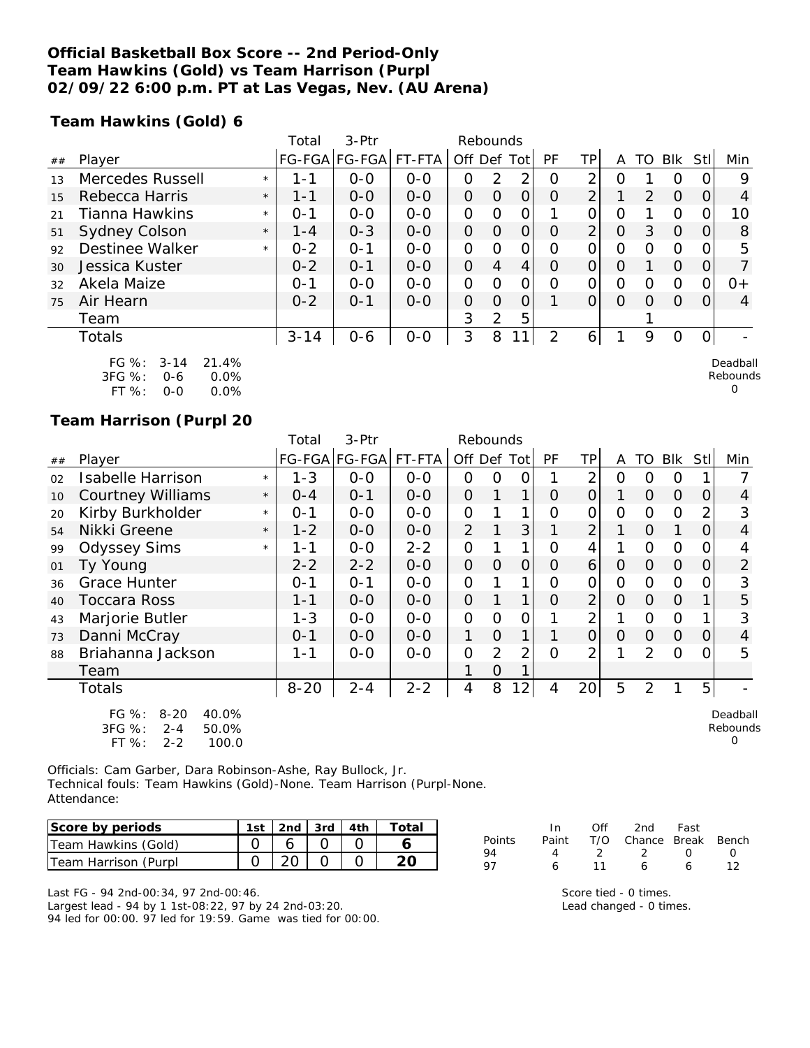**Official Basketball Box Score -- 2nd Period-Only**
**Team Hawkins (Gold) vs Team Harrison (Purpl**
**02/09/22 6:00 p.m. PT at Las Vegas, Nev. (AU Arena)**

**Team Hawkins (Gold) 6**

| ## | Player | | Total FG-FGA | 3-Ptr FG-FGA | FT-FTA | Rebounds Off | Def | Tot | PF | TP | A | TO | Blk | Stl | Min |
|---|---|---|---|---|---|---|---|---|---|---|---|---|---|---|---|
| 13 | Mercedes Russell | * | 1-1 | 0-0 | 0-0 | 0 | 2 | 2 | 0 | 2 | 0 | 1 | 0 | 0 | 9 |
| 15 | Rebecca Harris | * | 1-1 | 0-0 | 0-0 | 0 | 0 | 0 | 0 | 2 | 1 | 2 | 0 | 0 | 4 |
| 21 | Tianna Hawkins | * | 0-1 | 0-0 | 0-0 | 0 | 0 | 0 | 1 | 0 | 0 | 1 | 0 | 0 | 10 |
| 51 | Sydney Colson | * | 1-4 | 0-3 | 0-0 | 0 | 0 | 0 | 0 | 2 | 0 | 3 | 0 | 0 | 8 |
| 92 | Destinee Walker | * | 0-2 | 0-1 | 0-0 | 0 | 0 | 0 | 0 | 0 | 0 | 0 | 0 | 0 | 5 |
| 30 | Jessica Kuster | | 0-2 | 0-1 | 0-0 | 0 | 4 | 4 | 0 | 0 | 0 | 1 | 0 | 0 | 7 |
| 32 | Akela Maize | | 0-1 | 0-0 | 0-0 | 0 | 0 | 0 | 0 | 0 | 0 | 0 | 0 | 0 | 0+ |
| 75 | Air Hearn | | 0-2 | 0-1 | 0-0 | 0 | 0 | 0 | 1 | 0 | 0 | 0 | 0 | 0 | 4 |
| | Team | | | | | 3 | 2 | 5 | | | | 1 | | | |
| | Totals | | 3-14 | 0-6 | 0-0 | 3 | 8 | 11 | 2 | 6 | 1 | 9 | 0 | 0 | - |

FG %: 3-14 21.4%
3FG %: 0-6 0.0%
FT %: 0-0 0.0%

Deadball Rebounds 0

**Team Harrison (Purpl 20**

| ## | Player | | Total FG-FGA | 3-Ptr FG-FGA | FT-FTA | Rebounds Off | Def | Tot | PF | TP | A | TO | Blk | Stl | Min |
|---|---|---|---|---|---|---|---|---|---|---|---|---|---|---|---|
| 02 | Isabelle Harrison | * | 1-3 | 0-0 | 0-0 | 0 | 0 | 0 | 1 | 2 | 0 | 0 | 0 | 1 | 7 |
| 10 | Courtney Williams | * | 0-4 | 0-1 | 0-0 | 0 | 1 | 1 | 0 | 0 | 1 | 0 | 0 | 0 | 4 |
| 20 | Kirby Burkholder | * | 0-1 | 0-0 | 0-0 | 0 | 1 | 1 | 0 | 0 | 0 | 0 | 0 | 2 | 3 |
| 54 | Nikki Greene | * | 1-2 | 0-0 | 0-0 | 2 | 1 | 3 | 1 | 2 | 1 | 0 | 1 | 0 | 4 |
| 99 | Odyssey Sims | * | 1-1 | 0-0 | 2-2 | 0 | 1 | 1 | 0 | 4 | 1 | 0 | 0 | 0 | 4 |
| 01 | Ty Young | | 2-2 | 2-2 | 0-0 | 0 | 0 | 0 | 0 | 6 | 0 | 0 | 0 | 0 | 2 |
| 36 | Grace Hunter | | 0-1 | 0-1 | 0-0 | 0 | 1 | 1 | 0 | 0 | 0 | 0 | 0 | 0 | 3 |
| 40 | Toccara Ross | | 1-1 | 0-0 | 0-0 | 0 | 1 | 1 | 0 | 2 | 0 | 0 | 0 | 1 | 5 |
| 43 | Marjorie Butler | | 1-3 | 0-0 | 0-0 | 0 | 0 | 0 | 1 | 2 | 1 | 0 | 0 | 1 | 3 |
| 73 | Danni McCray | | 0-1 | 0-0 | 0-0 | 1 | 0 | 1 | 1 | 0 | 0 | 0 | 0 | 0 | 4 |
| 88 | Briahanna Jackson | | 1-1 | 0-0 | 0-0 | 0 | 2 | 2 | 0 | 2 | 1 | 2 | 0 | 0 | 5 |
| | Team | | | | | 1 | 0 | 1 | | | | | | | |
| | Totals | | 8-20 | 2-4 | 2-2 | 4 | 8 | 12 | 4 | 20 | 5 | 2 | 1 | 5 | - |

FG %: 8-20 40.0%
3FG %: 2-4 50.0%
FT %: 2-2 100.0

Deadball Rebounds 0

Officials: Cam Garber, Dara Robinson-Ashe, Ray Bullock, Jr.
Technical fouls: Team Hawkins (Gold)-None. Team Harrison (Purpl-None.
Attendance:

| Score by periods | 1st | 2nd | 3rd | 4th | Total |
|---|---|---|---|---|---|
| Team Hawkins (Gold) | 0 | 6 | 0 | 0 | 6 |
| Team Harrison (Purpl | 0 | 20 | 0 | 0 | 20 |

| Points | In Paint | Off T/O | 2nd Chance | Fast Break | Bench |
|---|---|---|---|---|---|
| 94 | 4 | 2 | 2 | 0 | 0 |
| 97 | 6 | 11 | 6 | 6 | 12 |

Last FG - 94 2nd-00:34, 97 2nd-00:46.
Largest lead - 94 by 1 1st-08:22, 97 by 24 2nd-03:20.
94 led for 00:00. 97 led for 19:59. Game was tied for 00:00.

Score tied - 0 times.
Lead changed - 0 times.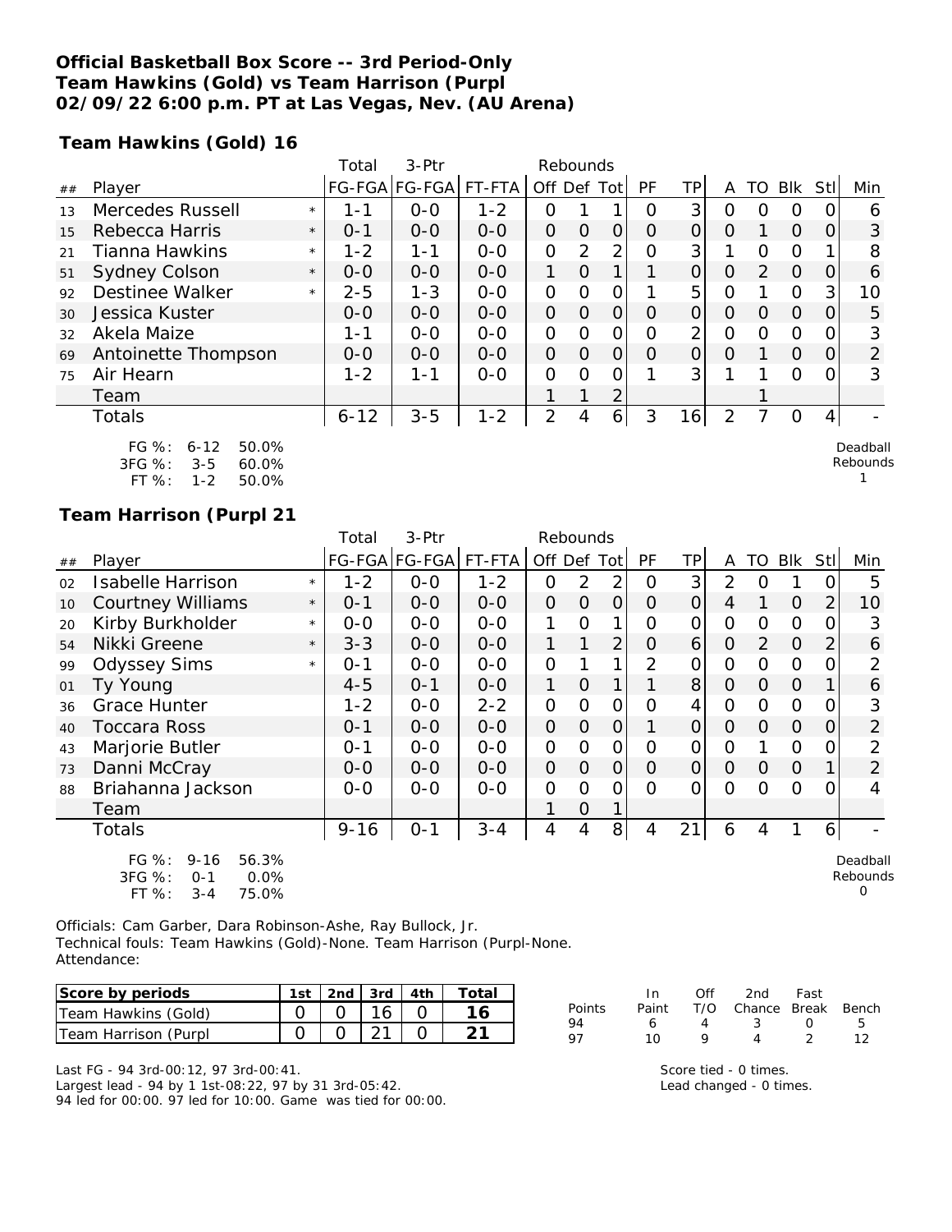**Official Basketball Box Score -- 3rd Period-Only**
**Team Hawkins (Gold) vs Team Harrison (Purpl**
**02/09/22 6:00 p.m. PT at Las Vegas, Nev. (AU Arena)**

**Team Hawkins (Gold) 16**

| ## | Player | | Total FG-FGA | 3-Ptr FG-FGA | FT-FTA | Rebounds Off | Def | Tot | PF | TP | A | TO | Blk | Stl | Min |
|---|---|---|---|---|---|---|---|---|---|---|---|---|---|---|---|
| 13 | Mercedes Russell | * | 1-1 | 0-0 | 1-2 | 0 | 1 | 1 | 0 | 3 | 0 | 0 | 0 | 0 | 6 |
| 15 | Rebecca Harris | * | 0-1 | 0-0 | 0-0 | 0 | 0 | 0 | 0 | 0 | 0 | 1 | 0 | 0 | 3 |
| 21 | Tianna Hawkins | * | 1-2 | 1-1 | 0-0 | 0 | 2 | 2 | 0 | 3 | 1 | 0 | 0 | 1 | 8 |
| 51 | Sydney Colson | * | 0-0 | 0-0 | 0-0 | 1 | 0 | 1 | 1 | 0 | 0 | 2 | 0 | 0 | 6 |
| 92 | Destinee Walker | * | 2-5 | 1-3 | 0-0 | 0 | 0 | 0 | 1 | 5 | 0 | 1 | 0 | 3 | 10 |
| 30 | Jessica Kuster | | 0-0 | 0-0 | 0-0 | 0 | 0 | 0 | 0 | 0 | 0 | 0 | 0 | 0 | 5 |
| 32 | Akela Maize | | 1-1 | 0-0 | 0-0 | 0 | 0 | 0 | 0 | 2 | 0 | 0 | 0 | 0 | 3 |
| 69 | Antoinette Thompson | | 0-0 | 0-0 | 0-0 | 0 | 0 | 0 | 0 | 0 | 0 | 1 | 0 | 0 | 2 |
| 75 | Air Hearn | | 1-2 | 1-1 | 0-0 | 0 | 0 | 0 | 1 | 3 | 1 | 1 | 0 | 0 | 3 |
| | Team | | | | | 1 | 1 | 2 | | | | 1 | | | |
| | Totals | | 6-12 | 3-5 | 1-2 | 2 | 4 | 6 | 3 | 16 | 2 | 7 | 0 | 4 | - |

FG %: 6-12 50.0%
3FG %: 3-5 60.0%
FT %: 1-2 50.0%

Deadball Rebounds 1

**Team Harrison (Purpl 21**

| ## | Player | | Total FG-FGA | 3-Ptr FG-FGA | FT-FTA | Rebounds Off | Def | Tot | PF | TP | A | TO | Blk | Stl | Min |
|---|---|---|---|---|---|---|---|---|---|---|---|---|---|---|---|
| 02 | Isabelle Harrison | * | 1-2 | 0-0 | 1-2 | 0 | 2 | 2 | 0 | 3 | 2 | 0 | 1 | 0 | 5 |
| 10 | Courtney Williams | * | 0-1 | 0-0 | 0-0 | 0 | 0 | 0 | 0 | 0 | 4 | 1 | 0 | 2 | 10 |
| 20 | Kirby Burkholder | * | 0-0 | 0-0 | 0-0 | 1 | 0 | 1 | 0 | 0 | 0 | 0 | 0 | 0 | 3 |
| 54 | Nikki Greene | * | 3-3 | 0-0 | 0-0 | 1 | 1 | 2 | 0 | 6 | 0 | 2 | 0 | 2 | 6 |
| 99 | Odyssey Sims | * | 0-1 | 0-0 | 0-0 | 0 | 1 | 1 | 2 | 0 | 0 | 0 | 0 | 0 | 2 |
| 01 | Ty Young | | 4-5 | 0-1 | 0-0 | 1 | 0 | 1 | 1 | 8 | 0 | 0 | 0 | 1 | 6 |
| 36 | Grace Hunter | | 1-2 | 0-0 | 2-2 | 0 | 0 | 0 | 0 | 4 | 0 | 0 | 0 | 0 | 3 |
| 40 | Toccara Ross | | 0-1 | 0-0 | 0-0 | 0 | 0 | 0 | 1 | 0 | 0 | 0 | 0 | 0 | 2 |
| 43 | Marjorie Butler | | 0-1 | 0-0 | 0-0 | 0 | 0 | 0 | 0 | 0 | 0 | 1 | 0 | 0 | 2 |
| 73 | Danni McCray | | 0-0 | 0-0 | 0-0 | 0 | 0 | 0 | 0 | 0 | 0 | 0 | 0 | 1 | 2 |
| 88 | Briahanna Jackson | | 0-0 | 0-0 | 0-0 | 0 | 0 | 0 | 0 | 0 | 0 | 0 | 0 | 0 | 4 |
| | Team | | | | | 1 | 0 | 1 | | | | | | | |
| | Totals | | 9-16 | 0-1 | 3-4 | 4 | 4 | 8 | 4 | 21 | 6 | 4 | 1 | 6 | - |

FG %: 9-16 56.3%
3FG %: 0-1 0.0%
FT %: 3-4 75.0%

Deadball Rebounds 0

Officials: Cam Garber, Dara Robinson-Ashe, Ray Bullock, Jr.
Technical fouls: Team Hawkins (Gold)-None. Team Harrison (Purpl-None.
Attendance:

| Score by periods | 1st | 2nd | 3rd | 4th | Total |
|---|---|---|---|---|---|
| Team Hawkins (Gold) | 0 | 0 | 16 | 0 | 16 |
| Team Harrison (Purpl | 0 | 0 | 21 | 0 | 21 |

| Points | In Paint | Off T/O | 2nd Chance | Fast Break | Bench |
|---|---|---|---|---|---|
| 94 | 6 | 4 | 3 | 0 | 5 |
| 97 | 10 | 9 | 4 | 2 | 12 |

Last FG - 94 3rd-00:12, 97 3rd-00:41.
Largest lead - 94 by 1 1st-08:22, 97 by 31 3rd-05:42.
94 led for 00:00. 97 led for 10:00. Game was tied for 00:00.

Score tied - 0 times.
Lead changed - 0 times.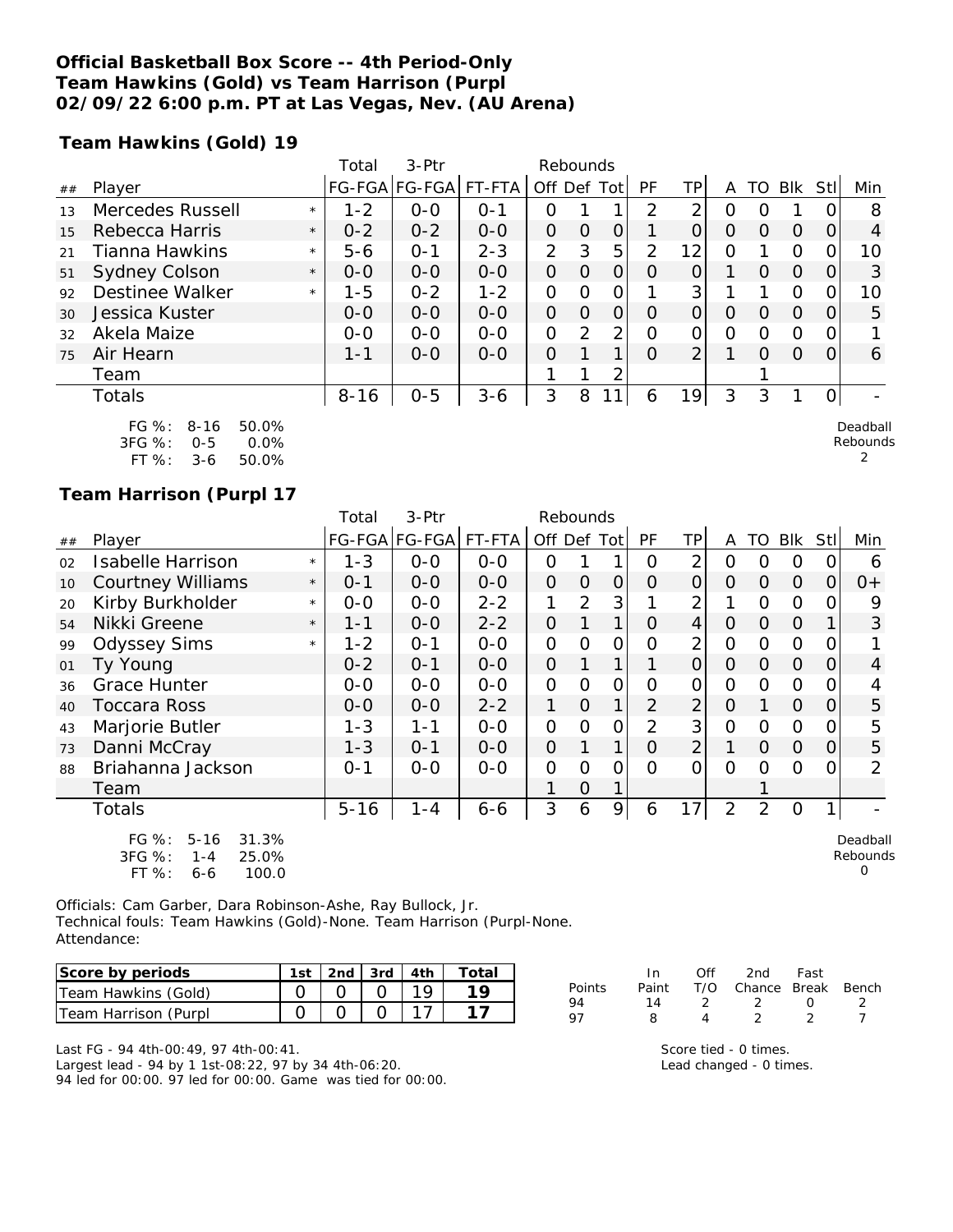# Official Basketball Box Score -- 4th Period-Only
## Team Hawkins (Gold) vs Team Harrison (Purpl
## 02/09/22 6:00 p.m. PT at Las Vegas, Nev. (AU Arena)

### Team Hawkins (Gold) 19

| ## | Player | | Total FG-FGA | 3-Ptr FG-FGA | FT-FTA | Rebounds Off | Def | Tot | PF | TP | A | TO | Blk | Stl | Min |
|---|---|---|---|---|---|---|---|---|---|---|---|---|---|---|---|
| 13 | Mercedes Russell | * | 1-2 | 0-0 | 0-1 | 0 | 1 | 1 | 2 | 2 | 0 | 0 | 1 | 0 | 8 |
| 15 | Rebecca Harris | * | 0-2 | 0-2 | 0-0 | 0 | 0 | 0 | 1 | 0 | 0 | 0 | 0 | 0 | 4 |
| 21 | Tianna Hawkins | * | 5-6 | 0-1 | 2-3 | 2 | 3 | 5 | 2 | 12 | 0 | 1 | 0 | 0 | 10 |
| 51 | Sydney Colson | * | 0-0 | 0-0 | 0-0 | 0 | 0 | 0 | 0 | 0 | 1 | 0 | 0 | 0 | 3 |
| 92 | Destinee Walker | * | 1-5 | 0-2 | 1-2 | 0 | 0 | 0 | 1 | 3 | 1 | 1 | 0 | 0 | 10 |
| 30 | Jessica Kuster | | 0-0 | 0-0 | 0-0 | 0 | 0 | 0 | 0 | 0 | 0 | 0 | 0 | 0 | 5 |
| 32 | Akela Maize | | 0-0 | 0-0 | 0-0 | 0 | 2 | 2 | 0 | 0 | 0 | 0 | 0 | 0 | 1 |
| 75 | Air Hearn | | 1-1 | 0-0 | 0-0 | 0 | 1 | 1 | 0 | 2 | 1 | 0 | 0 | 0 | 6 |
| | Team | | | | | 1 | 1 | 2 | | | | 1 | | | |
| | Totals | | 8-16 | 0-5 | 3-6 | 3 | 8 | 11 | 6 | 19 | 3 | 3 | 1 | 0 | - |

FG %: 8-16 50.0%
3FG %: 0-5 0.0%
FT %: 3-6 50.0%

Deadball Rebounds 2

### Team Harrison (Purpl 17

| ## | Player | | Total FG-FGA | 3-Ptr FG-FGA | FT-FTA | Rebounds Off | Def | Tot | PF | TP | A | TO | Blk | Stl | Min |
|---|---|---|---|---|---|---|---|---|---|---|---|---|---|---|---|
| 02 | Isabelle Harrison | * | 1-3 | 0-0 | 0-0 | 0 | 1 | 1 | 0 | 2 | 0 | 0 | 0 | 0 | 6 |
| 10 | Courtney Williams | * | 0-1 | 0-0 | 0-0 | 0 | 0 | 0 | 0 | 0 | 0 | 0 | 0 | 0 | 0+ |
| 20 | Kirby Burkholder | * | 0-0 | 0-0 | 2-2 | 1 | 2 | 3 | 1 | 2 | 1 | 0 | 0 | 0 | 9 |
| 54 | Nikki Greene | * | 1-1 | 0-0 | 2-2 | 0 | 1 | 1 | 0 | 4 | 0 | 0 | 0 | 1 | 3 |
| 99 | Odyssey Sims | * | 1-2 | 0-1 | 0-0 | 0 | 0 | 0 | 0 | 2 | 0 | 0 | 0 | 0 | 1 |
| 01 | Ty Young | | 0-2 | 0-1 | 0-0 | 0 | 1 | 1 | 1 | 0 | 0 | 0 | 0 | 0 | 4 |
| 36 | Grace Hunter | | 0-0 | 0-0 | 0-0 | 0 | 0 | 0 | 0 | 0 | 0 | 0 | 0 | 0 | 4 |
| 40 | Toccara Ross | | 0-0 | 0-0 | 2-2 | 1 | 0 | 1 | 2 | 2 | 0 | 1 | 0 | 0 | 5 |
| 43 | Marjorie Butler | | 1-3 | 1-1 | 0-0 | 0 | 0 | 0 | 2 | 3 | 0 | 0 | 0 | 0 | 5 |
| 73 | Danni McCray | | 1-3 | 0-1 | 0-0 | 0 | 1 | 1 | 0 | 2 | 1 | 0 | 0 | 0 | 5 |
| 88 | Briahanna Jackson | | 0-1 | 0-0 | 0-0 | 0 | 0 | 0 | 0 | 0 | 0 | 0 | 0 | 0 | 2 |
| | Team | | | | | 1 | 0 | 1 | | | | 1 | | | |
| | Totals | | 5-16 | 1-4 | 6-6 | 3 | 6 | 9 | 6 | 17 | 2 | 2 | 0 | 1 | - |

FG %: 5-16 31.3%
3FG %: 1-4 25.0%
FT %: 6-6 100.0

Deadball Rebounds 0

Officials: Cam Garber, Dara Robinson-Ashe, Ray Bullock, Jr.
Technical fouls: Team Hawkins (Gold)-None. Team Harrison (Purpl-None.
Attendance:

| Score by periods | 1st | 2nd | 3rd | 4th | Total |
|---|---|---|---|---|---|
| Team Hawkins (Gold) | 0 | 0 | 0 | 19 | 19 |
| Team Harrison (Purpl | 0 | 0 | 0 | 17 | 17 |

| Points | In Paint | Off T/O | 2nd Chance | Fast Break | Bench |
|---|---|---|---|---|---|
| 94 | 14 | 2 | 2 | 0 | 2 |
| 97 | 8 | 4 | 2 | 2 | 7 |

Last FG - 94 4th-00:49, 97 4th-00:41.
Largest lead - 94 by 1 1st-08:22, 97 by 34 4th-06:20.
94 led for 00:00. 97 led for 00:00. Game was tied for 00:00.

Score tied - 0 times.
Lead changed - 0 times.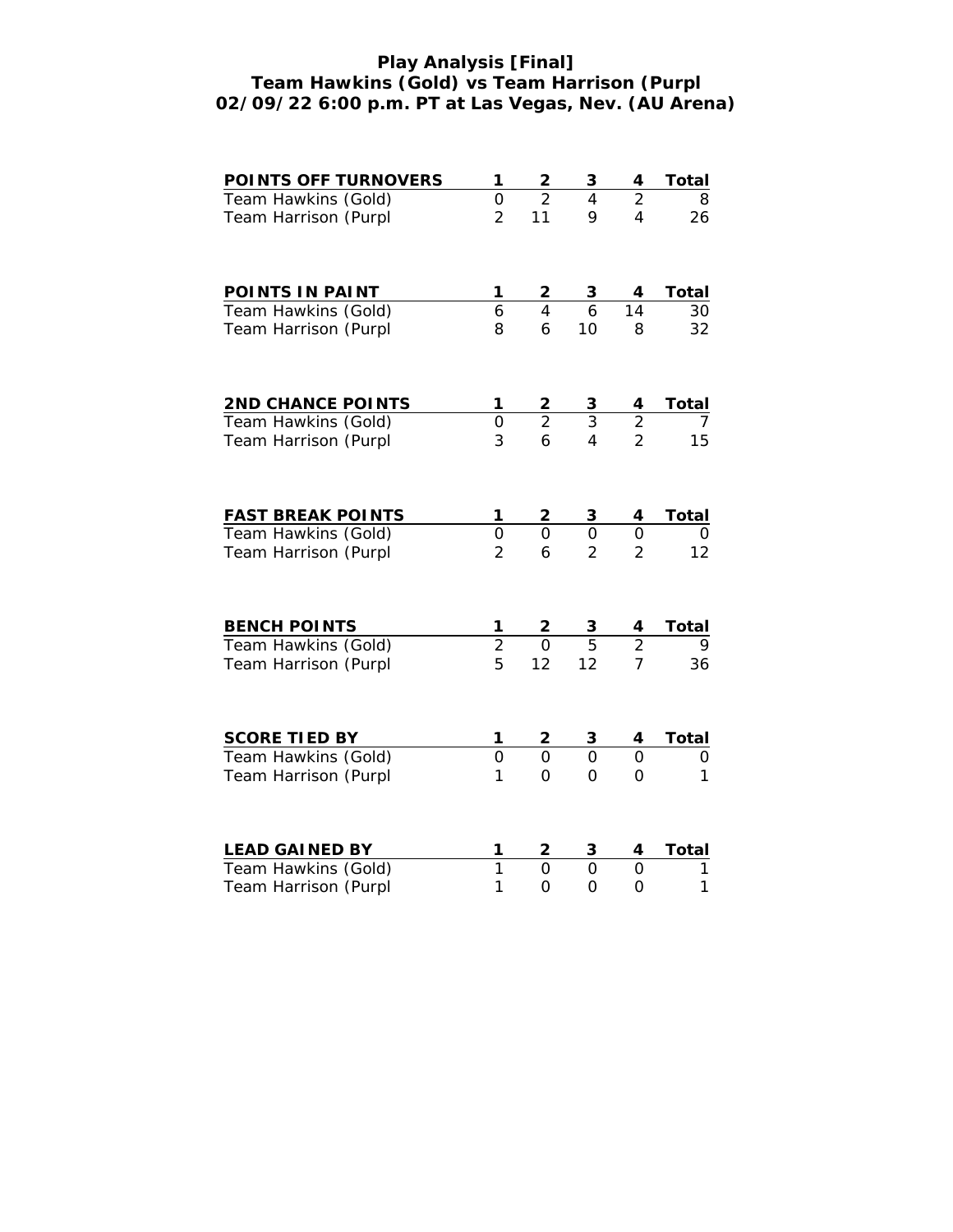**Play Analysis [Final]**
**Team Hawkins (Gold) vs Team Harrison (Purpl**
**02/09/22 6:00 p.m. PT at Las Vegas, Nev. (AU Arena)**

| POINTS OFF TURNOVERS | 1 | 2 | 3 | 4 | Total |
|---|---|---|---|---|---|
| Team Hawkins (Gold) | 0 | 2 | 4 | 2 | 8 |
| Team Harrison (Purpl | 2 | 11 | 9 | 4 | 26 |

| POINTS IN PAINT | 1 | 2 | 3 | 4 | Total |
|---|---|---|---|---|---|
| Team Hawkins (Gold) | 6 | 4 | 6 | 14 | 30 |
| Team Harrison (Purpl | 8 | 6 | 10 | 8 | 32 |

| 2ND CHANCE POINTS | 1 | 2 | 3 | 4 | Total |
|---|---|---|---|---|---|
| Team Hawkins (Gold) | 0 | 2 | 3 | 2 | 7 |
| Team Harrison (Purpl | 3 | 6 | 4 | 2 | 15 |

| FAST BREAK POINTS | 1 | 2 | 3 | 4 | Total |
|---|---|---|---|---|---|
| Team Hawkins (Gold) | 0 | 0 | 0 | 0 | 0 |
| Team Harrison (Purpl | 2 | 6 | 2 | 2 | 12 |

| BENCH POINTS | 1 | 2 | 3 | 4 | Total |
|---|---|---|---|---|---|
| Team Hawkins (Gold) | 2 | 0 | 5 | 2 | 9 |
| Team Harrison (Purpl | 5 | 12 | 12 | 7 | 36 |

| SCORE TIED BY | 1 | 2 | 3 | 4 | Total |
|---|---|---|---|---|---|
| Team Hawkins (Gold) | 0 | 0 | 0 | 0 | 0 |
| Team Harrison (Purpl | 1 | 0 | 0 | 0 | 1 |

| LEAD GAINED BY | 1 | 2 | 3 | 4 | Total |
|---|---|---|---|---|---|
| Team Hawkins (Gold) | 1 | 0 | 0 | 0 | 1 |
| Team Harrison (Purpl | 1 | 0 | 0 | 0 | 1 |